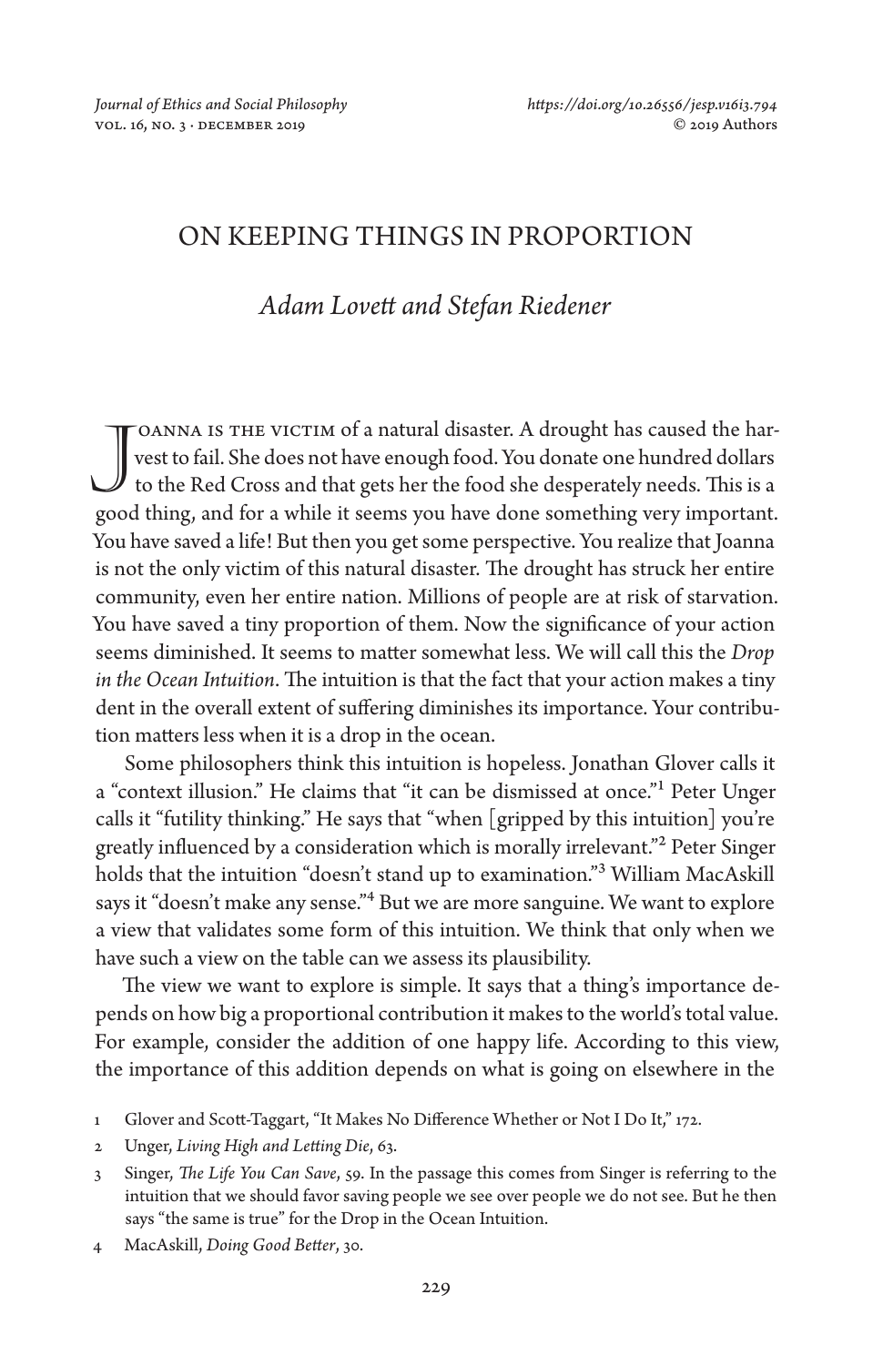# ON KEEPING THINGS IN PROPORTION

## *Adam Lovett and Stefan Riedener*

Joanna is the victim of a natural disaster. A drought has caused the harvest to fail. She does not have enough food. You donate one hundred dollars to the Red Cross and that gets her the food she desperately needs. This is a good thing, and for a while it seems you have done something very important. You have saved a life! But then you get some perspective. You realize that Joanna is not the only victim of this natural disaster. The drought has struck her entire community, even her entire nation. Millions of people are at risk of starvation. You have saved a tiny proportion of them. Now the significance of your action seems diminished. It seems to matter somewhat less. We will call this the *Drop in the Ocean Intuition*. The intuition is that the fact that your action makes a tiny dent in the overall extent of suffering diminishes its importance. Your contribution matters less when it is a drop in the ocean.

Some philosophers think this intuition is hopeless. Jonathan Glover calls it a "context illusion." He claims that "it can be dismissed at once."[1] Peter Unger calls it "futility thinking." He says that "when [gripped by this intuition] you're greatly influenced by a consideration which is morally irrelevant."[2] Peter Singer holds that the intuition "doesn't stand up to examination."[3] William MacAskill says it "doesn't make any sense."[4] But we are more sanguine. We want to explore a view that validates some form of this intuition. We think that only when we have such a view on the table can we assess its plausibility.

The view we want to explore is simple. It says that a thing's importance depends on how big a proportional contribution it makes to the world's total value. For example, consider the addition of one happy life. According to this view, the importance of this addition depends on what is going on elsewhere in the

1 Glover and Scott-Taggart, "It Makes No Difference Whether or Not I Do It," 172.

2 Unger, *Living High and Letting Die*, 63.

3 Singer, *The Life You Can Save*, 59. In the passage this comes from Singer is referring to the intuition that we should favor saving people we see over people we do not see. But he then says "the same is true" for the Drop in the Ocean Intuition.

4 MacAskill, *Doing Good Better*, 30.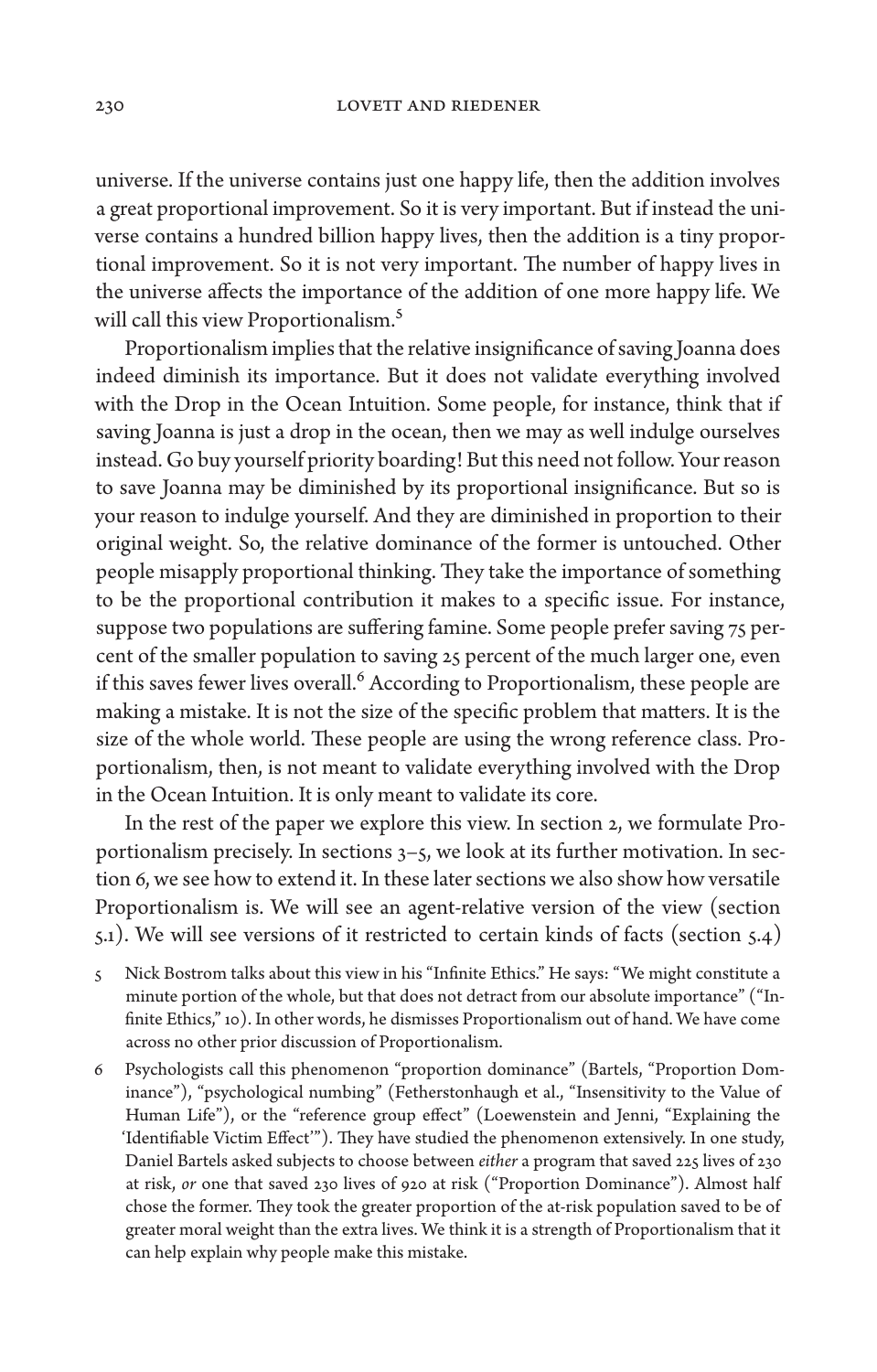universe. If the universe contains just one happy life, then the addition involves a great proportional improvement. So it is very important. But if instead the universe contains a hundred billion happy lives, then the addition is a tiny proportional improvement. So it is not very important. The number of happy lives in the universe affects the importance of the addition of one more happy life. We will call this view Proportionalism.[5]

Proportionalism implies that the relative insignificance of saving Joanna does indeed diminish its importance. But it does not validate everything involved with the Drop in the Ocean Intuition. Some people, for instance, think that if saving Joanna is just a drop in the ocean, then we may as well indulge ourselves instead. Go buy yourself priority boarding! But this need not follow. Your reason to save Joanna may be diminished by its proportional insignificance. But so is your reason to indulge yourself. And they are diminished in proportion to their original weight. So, the relative dominance of the former is untouched. Other people misapply proportional thinking. They take the importance of something to be the proportional contribution it makes to a specific issue. For instance, suppose two populations are suffering famine. Some people prefer saving 75 percent of the smaller population to saving 25 percent of the much larger one, even if this saves fewer lives overall.[6] According to Proportionalism, these people are making a mistake. It is not the size of the specific problem that matters. It is the size of the whole world. These people are using the wrong reference class. Proportionalism, then, is not meant to validate everything involved with the Drop in the Ocean Intuition. It is only meant to validate its core.

In the rest of the paper we explore this view. In section 2, we formulate Proportionalism precisely. In sections 3–5, we look at its further motivation. In section 6, we see how to extend it. In these later sections we also show how versatile Proportionalism is. We will see an agent-relative version of the view (section 5.1). We will see versions of it restricted to certain kinds of facts (section 5.4)

5 Nick Bostrom talks about this view in his "Infinite Ethics." He says: "We might constitute a minute portion of the whole, but that does not detract from our absolute importance" ("Infinite Ethics," 10). In other words, he dismisses Proportionalism out of hand. We have come across no other prior discussion of Proportionalism.

6 Psychologists call this phenomenon "proportion dominance" (Bartels, "Proportion Dominance"), "psychological numbing" (Fetherstonhaugh et al., "Insensitivity to the Value of Human Life"), or the "reference group effect" (Loewenstein and Jenni, "Explaining the 'Identifiable Victim Effect'"). They have studied the phenomenon extensively. In one study, Daniel Bartels asked subjects to choose between *either* a program that saved 225 lives of 230 at risk, *or* one that saved 230 lives of 920 at risk ("Proportion Dominance"). Almost half chose the former. They took the greater proportion of the at-risk population saved to be of greater moral weight than the extra lives. We think it is a strength of Proportionalism that it can help explain why people make this mistake.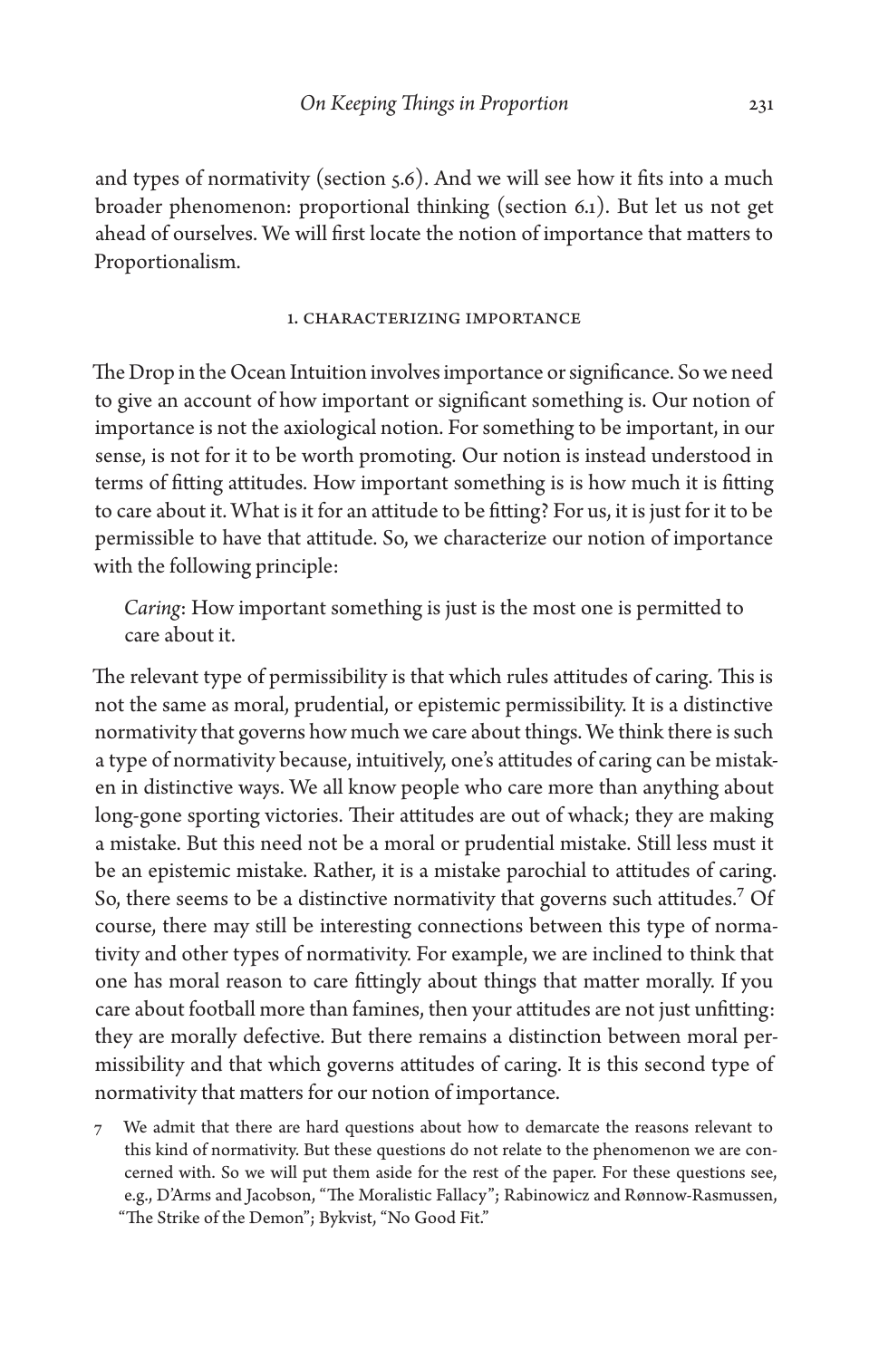and types of normativity (section 5.6). And we will see how it fits into a much broader phenomenon: proportional thinking (section 6.1). But let us not get ahead of ourselves. We will first locate the notion of importance that matters to Proportionalism.

## 1. Characterizing Importance

The Drop in the Ocean Intuition involves importance or significance. So we need to give an account of how important or significant something is. Our notion of importance is not the axiological notion. For something to be important, in our sense, is not for it to be worth promoting. Our notion is instead understood in terms of fitting attitudes. How important something is is how much it is fitting to care about it. What is it for an attitude to be fitting? For us, it is just for it to be permissible to have that attitude. So, we characterize our notion of importance with the following principle:

> *Caring*: How important something is just is the most one is permitted to care about it.

The relevant type of permissibility is that which rules attitudes of caring. This is not the same as moral, prudential, or epistemic permissibility. It is a distinctive normativity that governs how much we care about things. We think there is such a type of normativity because, intuitively, one's attitudes of caring can be mistaken in distinctive ways. We all know people who care more than anything about long-gone sporting victories. Their attitudes are out of whack; they are making a mistake. But this need not be a moral or prudential mistake. Still less must it be an epistemic mistake. Rather, it is a mistake parochial to attitudes of caring. So, there seems to be a distinctive normativity that governs such attitudes.[7] Of course, there may still be interesting connections between this type of normativity and other types of normativity. For example, we are inclined to think that one has moral reason to care fittingly about things that matter morally. If you care about football more than famines, then your attitudes are not just unfitting: they are morally defective. But there remains a distinction between moral permissibility and that which governs attitudes of caring. It is this second type of normativity that matters for our notion of importance.

7 We admit that there are hard questions about how to demarcate the reasons relevant to this kind of normativity. But these questions do not relate to the phenomenon we are concerned with. So we will put them aside for the rest of the paper. For these questions see, e.g., D'Arms and Jacobson, "The Moralistic Fallacy"; Rabinowicz and Rønnow-Rasmussen, "The Strike of the Demon"; Bykvist, "No Good Fit."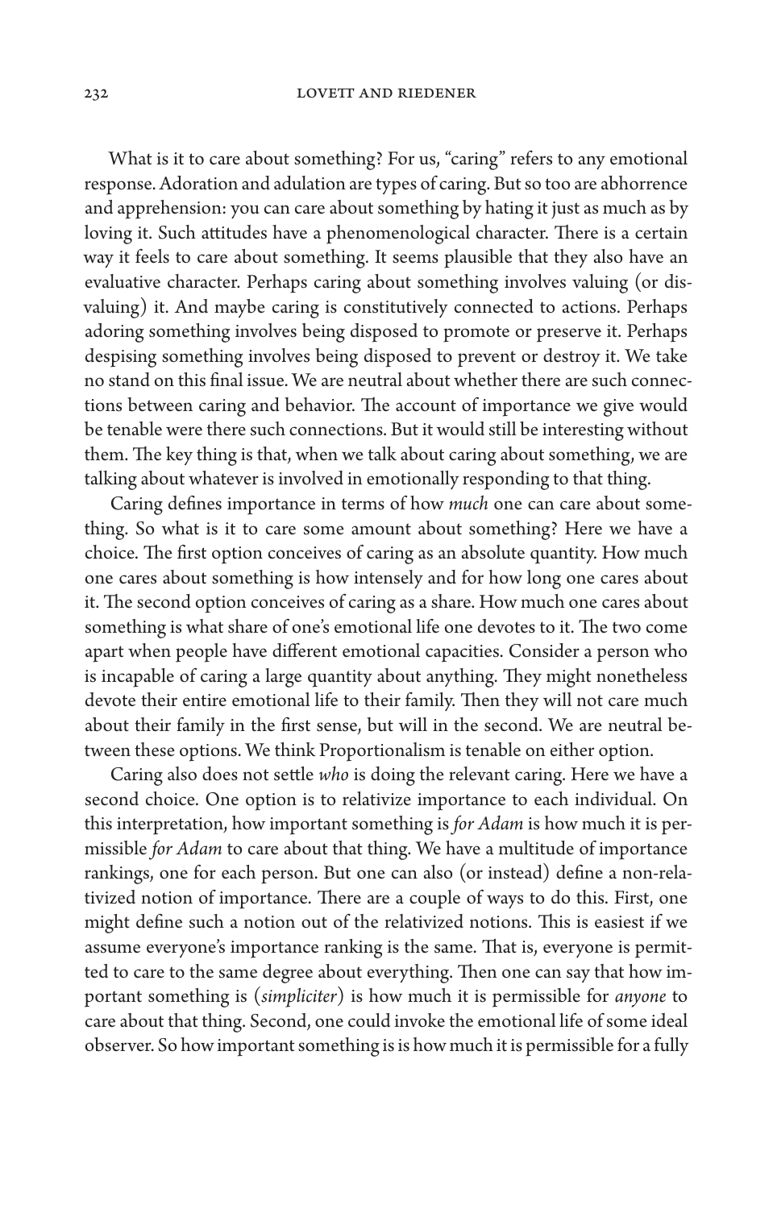What is it to care about something? For us, "caring" refers to any emotional response. Adoration and adulation are types of caring. But so too are abhorrence and apprehension: you can care about something by hating it just as much as by loving it. Such attitudes have a phenomenological character. There is a certain way it feels to care about something. It seems plausible that they also have an evaluative character. Perhaps caring about something involves valuing (or disvaluing) it. And maybe caring is constitutively connected to actions. Perhaps adoring something involves being disposed to promote or preserve it. Perhaps despising something involves being disposed to prevent or destroy it. We take no stand on this final issue. We are neutral about whether there are such connections between caring and behavior. The account of importance we give would be tenable were there such connections. But it would still be interesting without them. The key thing is that, when we talk about caring about something, we are talking about whatever is involved in emotionally responding to that thing.

Caring defines importance in terms of how *much* one can care about something. So what is it to care some amount about something? Here we have a choice. The first option conceives of caring as an absolute quantity. How much one cares about something is how intensely and for how long one cares about it. The second option conceives of caring as a share. How much one cares about something is what share of one's emotional life one devotes to it. The two come apart when people have different emotional capacities. Consider a person who is incapable of caring a large quantity about anything. They might nonetheless devote their entire emotional life to their family. Then they will not care much about their family in the first sense, but will in the second. We are neutral between these options. We think Proportionalism is tenable on either option.

Caring also does not settle *who* is doing the relevant caring. Here we have a second choice. One option is to relativize importance to each individual. On this interpretation, how important something is *for Adam* is how much it is permissible *for Adam* to care about that thing. We have a multitude of importance rankings, one for each person. But one can also (or instead) define a non-relativized notion of importance. There are a couple of ways to do this. First, one might define such a notion out of the relativized notions. This is easiest if we assume everyone's importance ranking is the same. That is, everyone is permitted to care to the same degree about everything. Then one can say that how important something is (*simpliciter*) is how much it is permissible for *anyone* to care about that thing. Second, one could invoke the emotional life of some ideal observer. So how important something is is how much it is permissible for a fully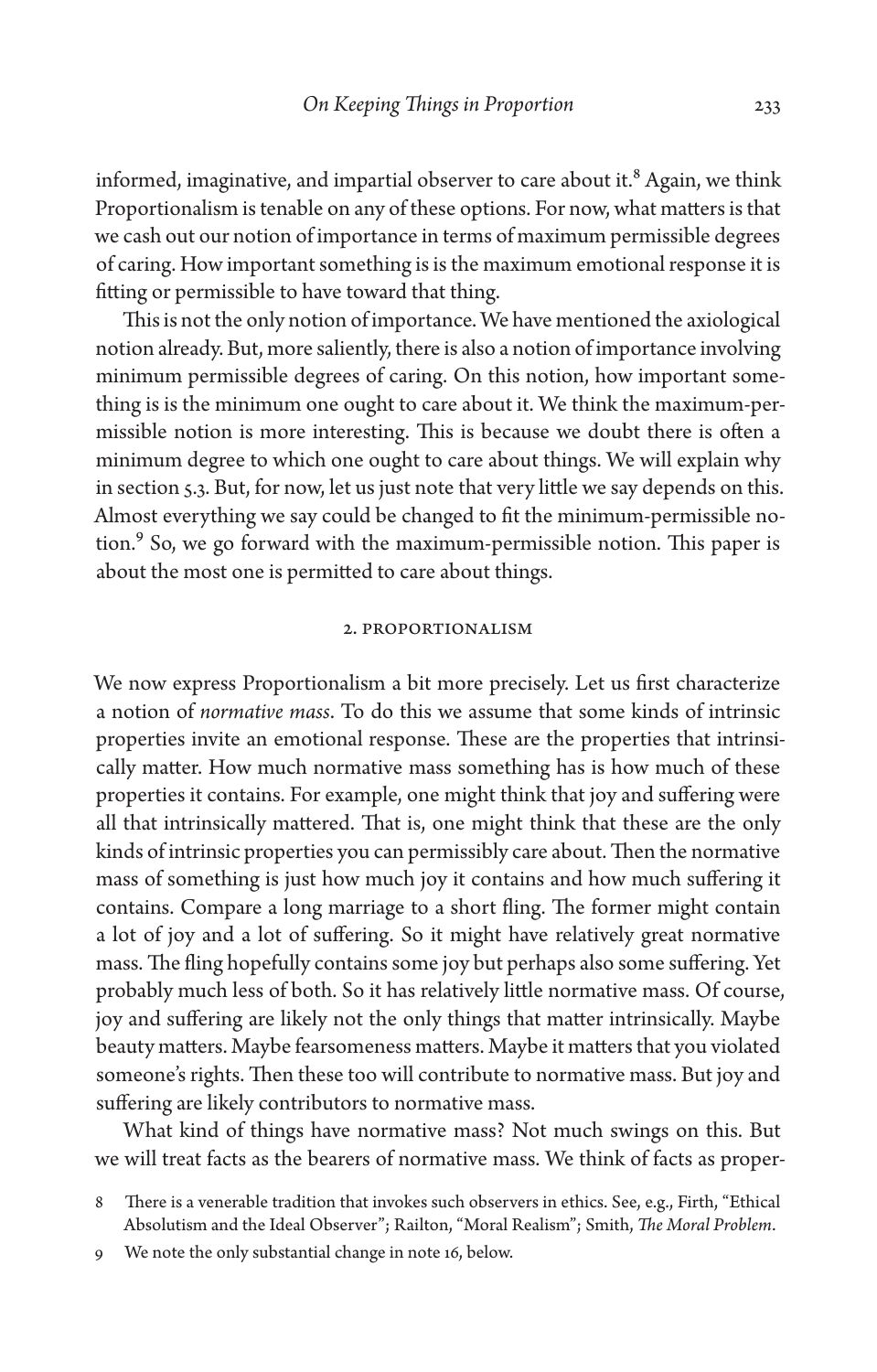informed, imaginative, and impartial observer to care about it.[8] Again, we think Proportionalism is tenable on any of these options. For now, what matters is that we cash out our notion of importance in terms of maximum permissible degrees of caring. How important something is is the maximum emotional response it is fitting or permissible to have toward that thing.

This is not the only notion of importance. We have mentioned the axiological notion already. But, more saliently, there is also a notion of importance involving minimum permissible degrees of caring. On this notion, how important something is is the minimum one ought to care about it. We think the maximum-permissible notion is more interesting. This is because we doubt there is often a minimum degree to which one ought to care about things. We will explain why in section 5.3. But, for now, let us just note that very little we say depends on this. Almost everything we say could be changed to fit the minimum-permissible notion.[9] So, we go forward with the maximum-permissible notion. This paper is about the most one is permitted to care about things.

## 2. Proportionalism

We now express Proportionalism a bit more precisely. Let us first characterize a notion of *normative mass*. To do this we assume that some kinds of intrinsic properties invite an emotional response. These are the properties that intrinsically matter. How much normative mass something has is how much of these properties it contains. For example, one might think that joy and suffering were all that intrinsically mattered. That is, one might think that these are the only kinds of intrinsic properties you can permissibly care about. Then the normative mass of something is just how much joy it contains and how much suffering it contains. Compare a long marriage to a short fling. The former might contain a lot of joy and a lot of suffering. So it might have relatively great normative mass. The fling hopefully contains some joy but perhaps also some suffering. Yet probably much less of both. So it has relatively little normative mass. Of course, joy and suffering are likely not the only things that matter intrinsically. Maybe beauty matters. Maybe fearsomeness matters. Maybe it matters that you violated someone's rights. Then these too will contribute to normative mass. But joy and suffering are likely contributors to normative mass.

What kind of things have normative mass? Not much swings on this. But we will treat facts as the bearers of normative mass. We think of facts as proper-

8 There is a venerable tradition that invokes such observers in ethics. See, e.g., Firth, "Ethical Absolutism and the Ideal Observer"; Railton, "Moral Realism"; Smith, *The Moral Problem*.

9 We note the only substantial change in note 16, below.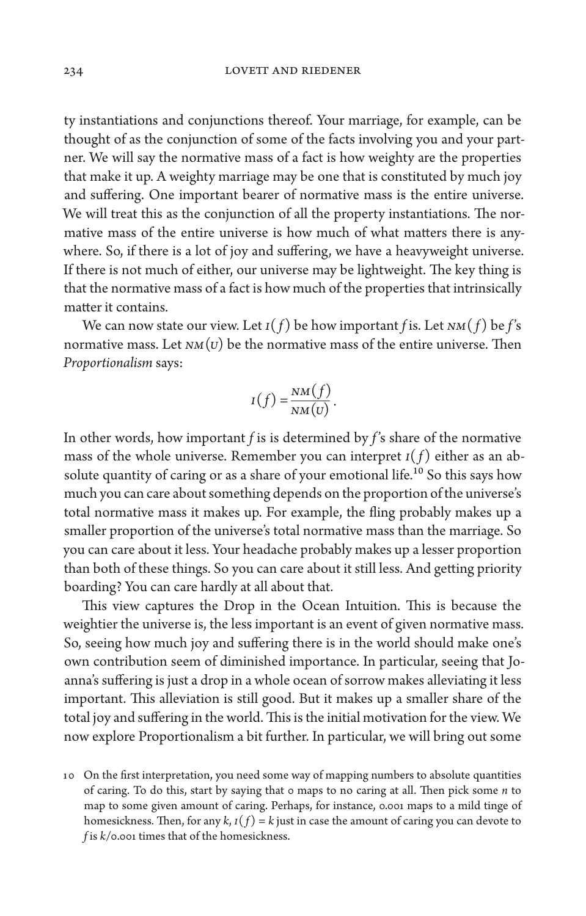ty instantiations and conjunctions thereof. Your marriage, for example, can be thought of as the conjunction of some of the facts involving you and your partner. We will say the normative mass of a fact is how weighty are the properties that make it up. A weighty marriage may be one that is constituted by much joy and suffering. One important bearer of normative mass is the entire universe. We will treat this as the conjunction of all the property instantiations. The normative mass of the entire universe is how much of what matters there is anywhere. So, if there is a lot of joy and suffering, we have a heavyweight universe. If there is not much of either, our universe may be lightweight. The key thing is that the normative mass of a fact is how much of the properties that intrinsically matter it contains.

We can now state our view. Let $I(f)$ be how important *f* is. Let $NM(f)$ be *f*'s normative mass. Let $NM(U)$ be the normative mass of the entire universe. Then *Proportionalism* says:

$$I(f) = \frac{NM(f)}{NM(U)}.$$

In other words, how important *f* is is determined by *f*'s share of the normative mass of the whole universe. Remember you can interpret $I(f)$ either as an absolute quantity of caring or as a share of your emotional life.[10] So this says how much you can care about something depends on the proportion of the universe's total normative mass it makes up. For example, the fling probably makes up a smaller proportion of the universe's total normative mass than the marriage. So you can care about it less. Your headache probably makes up a lesser proportion than both of these things. So you can care about it still less. And getting priority boarding? You can care hardly at all about that.

This view captures the Drop in the Ocean Intuition. This is because the weightier the universe is, the less important is an event of given normative mass. So, seeing how much joy and suffering there is in the world should make one's own contribution seem of diminished importance. In particular, seeing that Joanna's suffering is just a drop in a whole ocean of sorrow makes alleviating it less important. This alleviation is still good. But it makes up a smaller share of the total joy and suffering in the world. This is the initial motivation for the view. We now explore Proportionalism a bit further. In particular, we will bring out some

10 On the first interpretation, you need some way of mapping numbers to absolute quantities of caring. To do this, start by saying that 0 maps to no caring at all. Then pick some *n* to map to some given amount of caring. Perhaps, for instance, 0.001 maps to a mild tinge of homesickness. Then, for any *k*, $I(f) = k$ just in case the amount of caring you can devote to *f* is $k/0.001$ times that of the homesickness.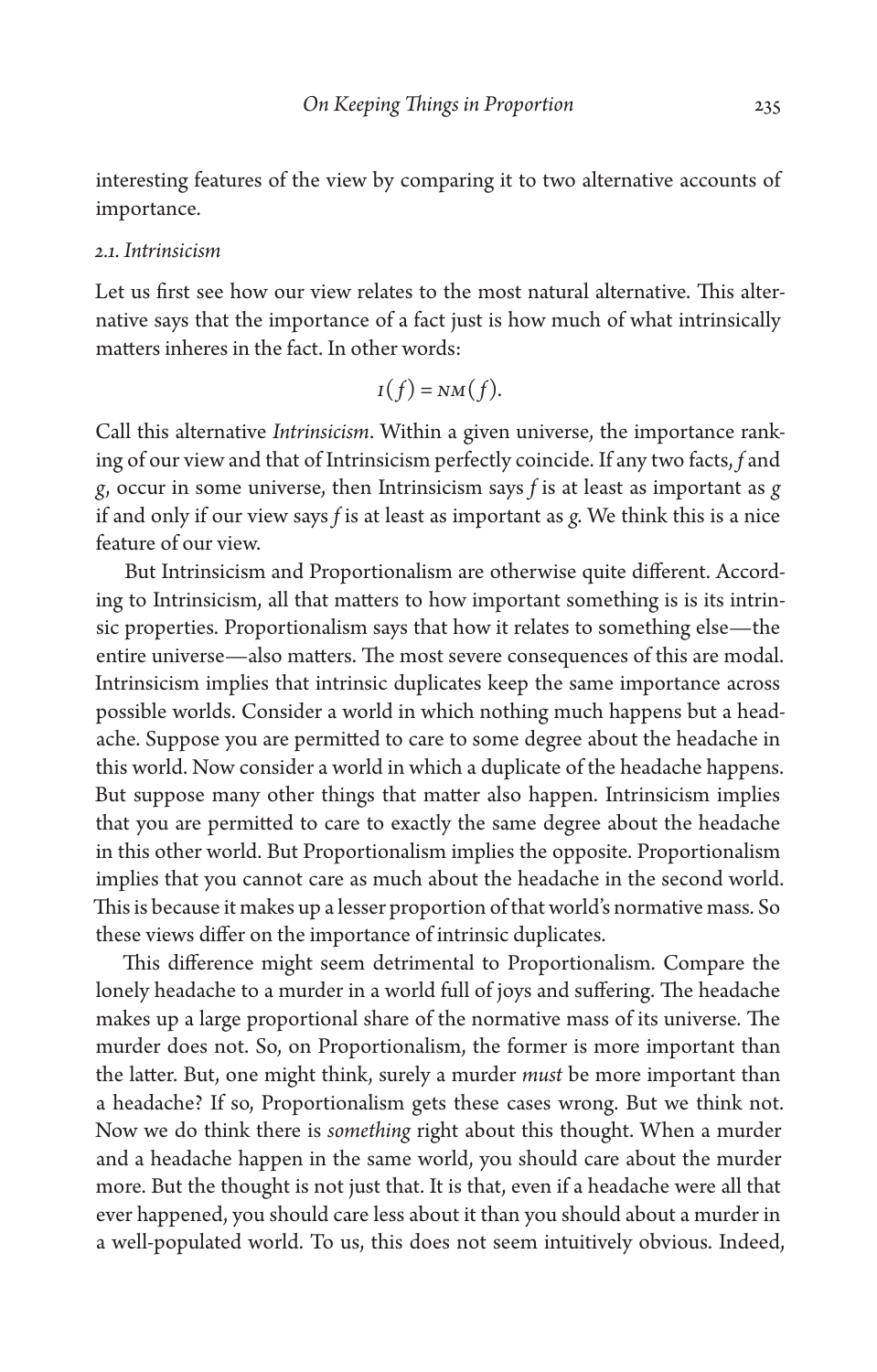interesting features of the view by comparing it to two alternative accounts of importance.

### *2.1. Intrinsicism*

Let us first see how our view relates to the most natural alternative. This alternative says that the importance of a fact just is how much of what intrinsically matters inheres in the fact. In other words:

$$I(f) = NM(f).$$

Call this alternative *Intrinsicism*. Within a given universe, the importance ranking of our view and that of Intrinsicism perfectly coincide. If any two facts, *f* and *g*, occur in some universe, then Intrinsicism says *f* is at least as important as *g* if and only if our view says *f* is at least as important as *g*. We think this is a nice feature of our view.

But Intrinsicism and Proportionalism are otherwise quite different. According to Intrinsicism, all that matters to how important something is is its intrinsic properties. Proportionalism says that how it relates to something else—the entire universe—also matters. The most severe consequences of this are modal. Intrinsicism implies that intrinsic duplicates keep the same importance across possible worlds. Consider a world in which nothing much happens but a headache. Suppose you are permitted to care to some degree about the headache in this world. Now consider a world in which a duplicate of the headache happens. But suppose many other things that matter also happen. Intrinsicism implies that you are permitted to care to exactly the same degree about the headache in this other world. But Proportionalism implies the opposite. Proportionalism implies that you cannot care as much about the headache in the second world. This is because it makes up a lesser proportion of that world's normative mass. So these views differ on the importance of intrinsic duplicates.

This difference might seem detrimental to Proportionalism. Compare the lonely headache to a murder in a world full of joys and suffering. The headache makes up a large proportional share of the normative mass of its universe. The murder does not. So, on Proportionalism, the former is more important than the latter. But, one might think, surely a murder *must* be more important than a headache? If so, Proportionalism gets these cases wrong. But we think not. Now we do think there is *something* right about this thought. When a murder and a headache happen in the same world, you should care about the murder more. But the thought is not just that. It is that, even if a headache were all that ever happened, you should care less about it than you should about a murder in a well-populated world. To us, this does not seem intuitively obvious. Indeed,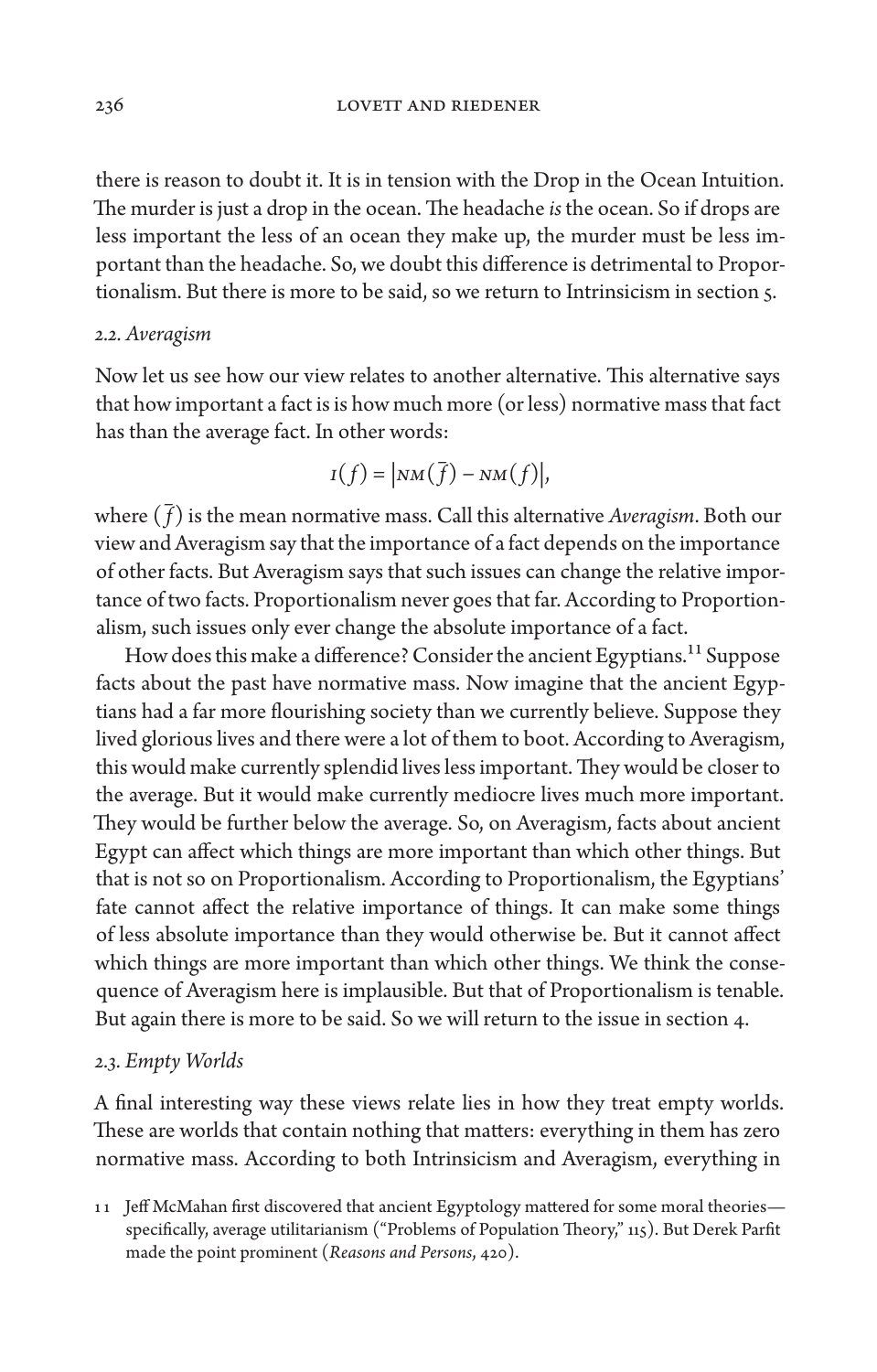there is reason to doubt it. It is in tension with the Drop in the Ocean Intuition. The murder is just a drop in the ocean. The headache *is* the ocean. So if drops are less important the less of an ocean they make up, the murder must be less important than the headache. So, we doubt this difference is detrimental to Proportionalism. But there is more to be said, so we return to Intrinsicism in section 5.

### 2.2. Averagism

Now let us see how our view relates to another alternative. This alternative says that how important a fact is is how much more (or less) normative mass that fact has than the average fact. In other words:

$$I(f) = \left|NM(\bar{f}) - NM(f)\right|,$$

where $(\bar{f})$ is the mean normative mass. Call this alternative *Averagism*. Both our view and Averagism say that the importance of a fact depends on the importance of other facts. But Averagism says that such issues can change the relative importance of two facts. Proportionalism never goes that far. According to Proportionalism, such issues only ever change the absolute importance of a fact.

How does this make a difference? Consider the ancient Egyptians.[11] Suppose facts about the past have normative mass. Now imagine that the ancient Egyptians had a far more flourishing society than we currently believe. Suppose they lived glorious lives and there were a lot of them to boot. According to Averagism, this would make currently splendid lives less important. They would be closer to the average. But it would make currently mediocre lives much more important. They would be further below the average. So, on Averagism, facts about ancient Egypt can affect which things are more important than which other things. But that is not so on Proportionalism. According to Proportionalism, the Egyptians' fate cannot affect the relative importance of things. It can make some things of less absolute importance than they would otherwise be. But it cannot affect which things are more important than which other things. We think the consequence of Averagism here is implausible. But that of Proportionalism is tenable. But again there is more to be said. So we will return to the issue in section 4.

### 2.3. Empty Worlds

A final interesting way these views relate lies in how they treat empty worlds. These are worlds that contain nothing that matters: everything in them has zero normative mass. According to both Intrinsicism and Averagism, everything in

11 Jeff McMahan first discovered that ancient Egyptology mattered for some moral theories—specifically, average utilitarianism ("Problems of Population Theory," 115). But Derek Parfit made the point prominent (*Reasons and Persons*, 420).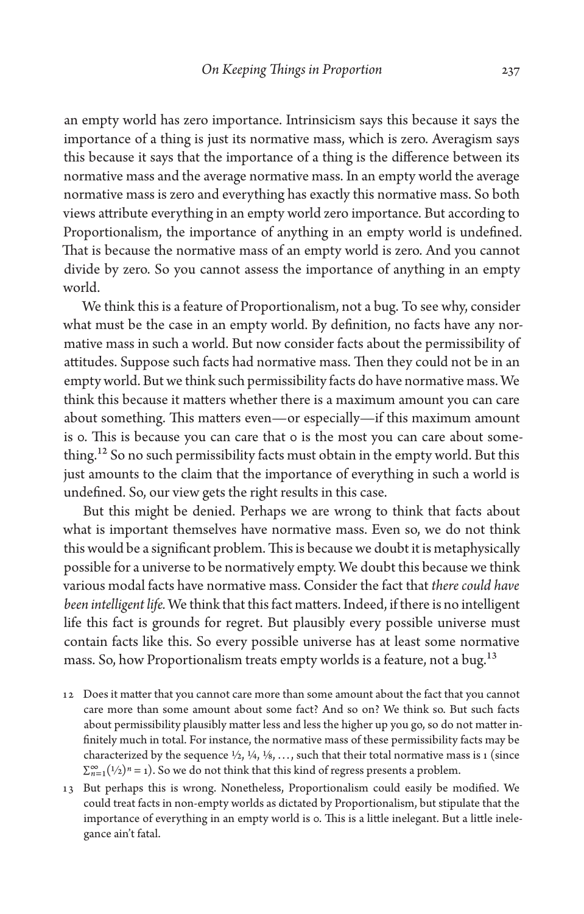an empty world has zero importance. Intrinsicism says this because it says the importance of a thing is just its normative mass, which is zero. Averagism says this because it says that the importance of a thing is the difference between its normative mass and the average normative mass. In an empty world the average normative mass is zero and everything has exactly this normative mass. So both views attribute everything in an empty world zero importance. But according to Proportionalism, the importance of anything in an empty world is undefined. That is because the normative mass of an empty world is zero. And you cannot divide by zero. So you cannot assess the importance of anything in an empty world.

We think this is a feature of Proportionalism, not a bug. To see why, consider what must be the case in an empty world. By definition, no facts have any normative mass in such a world. But now consider facts about the permissibility of attitudes. Suppose such facts had normative mass. Then they could not be in an empty world. But we think such permissibility facts do have normative mass. We think this because it matters whether there is a maximum amount you can care about something. This matters even—or especially—if this maximum amount is 0. This is because you can care that 0 is the most you can care about something.[12] So no such permissibility facts must obtain in the empty world. But this just amounts to the claim that the importance of everything in such a world is undefined. So, our view gets the right results in this case.

But this might be denied. Perhaps we are wrong to think that facts about what is important themselves have normative mass. Even so, we do not think this would be a significant problem. This is because we doubt it is metaphysically possible for a universe to be normatively empty. We doubt this because we think various modal facts have normative mass. Consider the fact that *there could have been intelligent life.* We think that this fact matters. Indeed, if there is no intelligent life this fact is grounds for regret. But plausibly every possible universe must contain facts like this. So every possible universe has at least some normative mass. So, how Proportionalism treats empty worlds is a feature, not a bug.[13]

12 Does it matter that you cannot care more than some amount about the fact that you cannot care more than some amount about some fact? And so on? We think so. But such facts about permissibility plausibly matter less and less the higher up you go, so do not matter infinitely much in total. For instance, the normative mass of these permissibility facts may be characterized by the sequence $1/2$, $1/4$, $1/8$, …, such that their total normative mass is 1 (since $\sum_{n=1}^{\infty}(1/2)^n = 1$). So we do not think that this kind of regress presents a problem.

13 But perhaps this is wrong. Nonetheless, Proportionalism could easily be modified. We could treat facts in non-empty worlds as dictated by Proportionalism, but stipulate that the importance of everything in an empty world is 0. This is a little inelegant. But a little inelegance ain't fatal.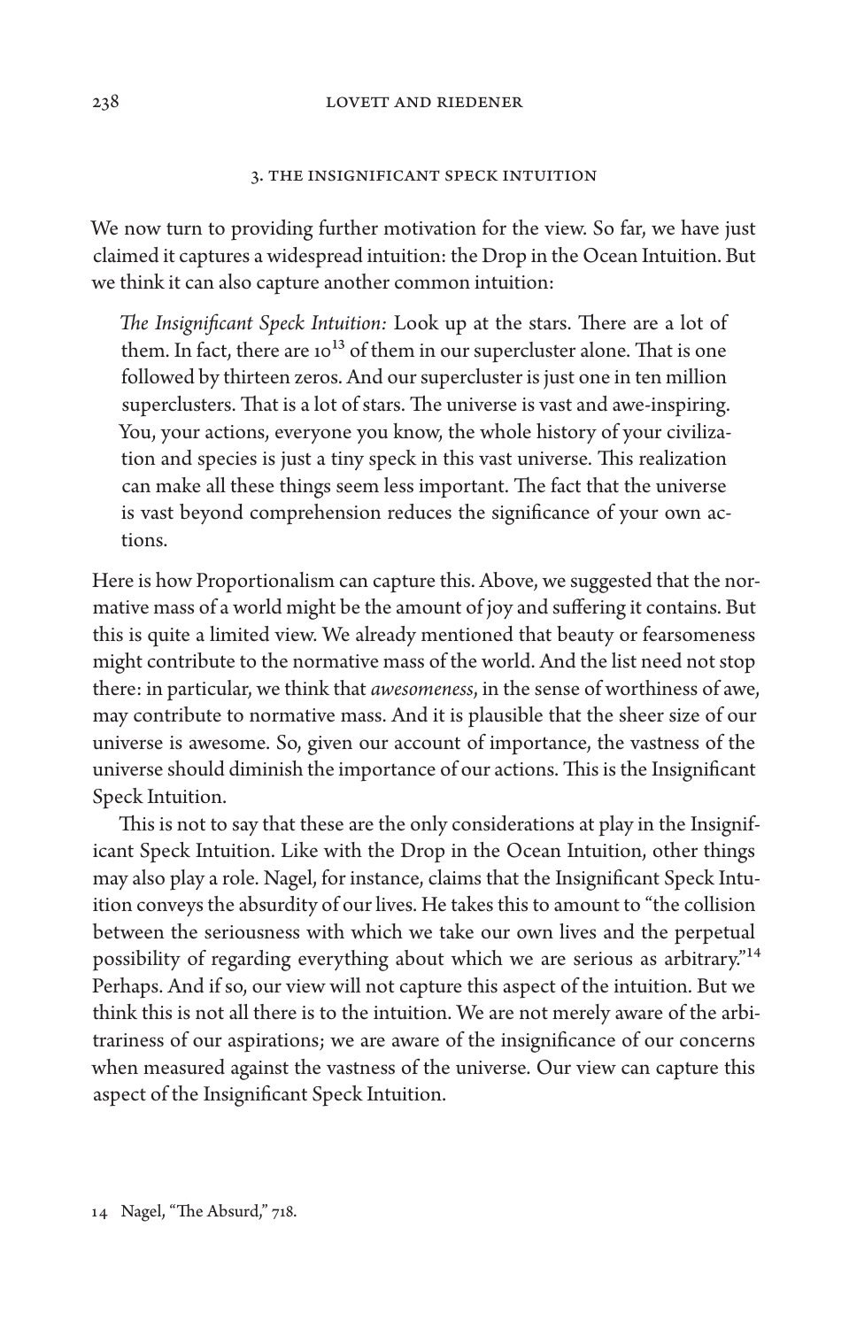## 3. The Insignificant Speck Intuition

We now turn to providing further motivation for the view. So far, we have just claimed it captures a widespread intuition: the Drop in the Ocean Intuition. But we think it can also capture another common intuition:

> *The Insignificant Speck Intuition:* Look up at the stars. There are a lot of them. In fact, there are $10^{13}$ of them in our supercluster alone. That is one followed by thirteen zeros. And our supercluster is just one in ten million superclusters. That is a lot of stars. The universe is vast and awe-inspiring. You, your actions, everyone you know, the whole history of your civilization and species is just a tiny speck in this vast universe. This realization can make all these things seem less important. The fact that the universe is vast beyond comprehension reduces the significance of your own actions.

Here is how Proportionalism can capture this. Above, we suggested that the normative mass of a world might be the amount of joy and suffering it contains. But this is quite a limited view. We already mentioned that beauty or fearsomeness might contribute to the normative mass of the world. And the list need not stop there: in particular, we think that *awesomeness*, in the sense of worthiness of awe, may contribute to normative mass. And it is plausible that the sheer size of our universe is awesome. So, given our account of importance, the vastness of the universe should diminish the importance of our actions. This is the Insignificant Speck Intuition.

This is not to say that these are the only considerations at play in the Insignificant Speck Intuition. Like with the Drop in the Ocean Intuition, other things may also play a role. Nagel, for instance, claims that the Insignificant Speck Intuition conveys the absurdity of our lives. He takes this to amount to "the collision between the seriousness with which we take our own lives and the perpetual possibility of regarding everything about which we are serious as arbitrary."[14] Perhaps. And if so, our view will not capture this aspect of the intuition. But we think this is not all there is to the intuition. We are not merely aware of the arbitrariness of our aspirations; we are aware of the insignificance of our concerns when measured against the vastness of the universe. Our view can capture this aspect of the Insignificant Speck Intuition.

14 Nagel, "The Absurd," 718.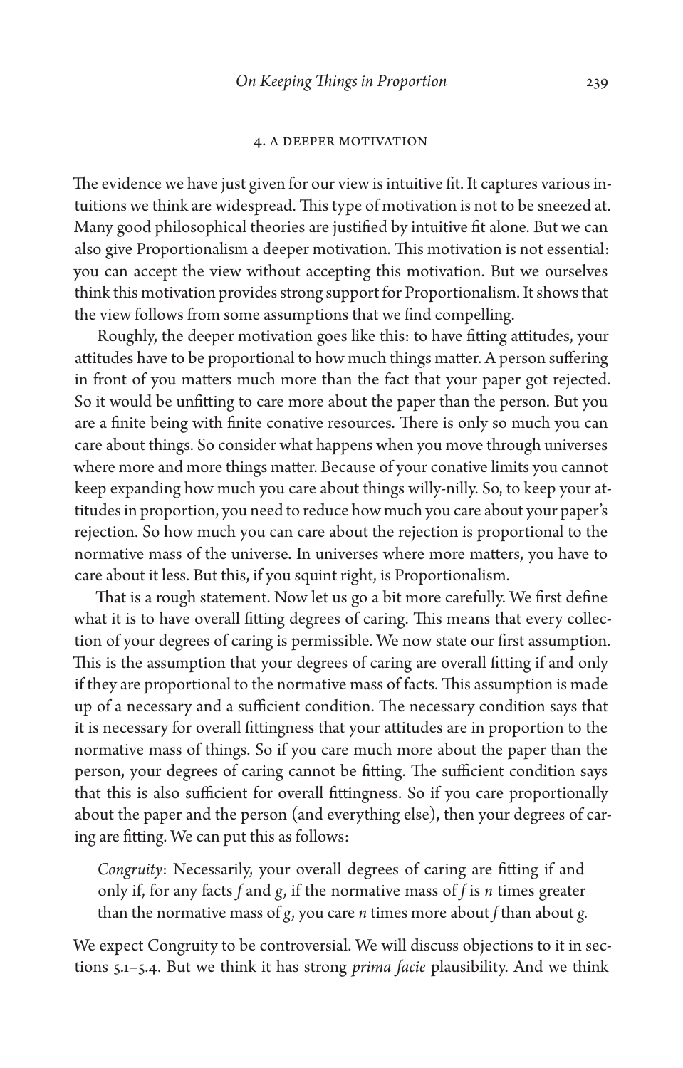## 4. A Deeper Motivation

The evidence we have just given for our view is intuitive fit. It captures various intuitions we think are widespread. This type of motivation is not to be sneezed at. Many good philosophical theories are justified by intuitive fit alone. But we can also give Proportionalism a deeper motivation. This motivation is not essential: you can accept the view without accepting this motivation. But we ourselves think this motivation provides strong support for Proportionalism. It shows that the view follows from some assumptions that we find compelling.

Roughly, the deeper motivation goes like this: to have fitting attitudes, your attitudes have to be proportional to how much things matter. A person suffering in front of you matters much more than the fact that your paper got rejected. So it would be unfitting to care more about the paper than the person. But you are a finite being with finite conative resources. There is only so much you can care about things. So consider what happens when you move through universes where more and more things matter. Because of your conative limits you cannot keep expanding how much you care about things willy-nilly. So, to keep your attitudes in proportion, you need to reduce how much you care about your paper's rejection. So how much you can care about the rejection is proportional to the normative mass of the universe. In universes where more matters, you have to care about it less. But this, if you squint right, is Proportionalism.

That is a rough statement. Now let us go a bit more carefully. We first define what it is to have overall fitting degrees of caring. This means that every collection of your degrees of caring is permissible. We now state our first assumption. This is the assumption that your degrees of caring are overall fitting if and only if they are proportional to the normative mass of facts. This assumption is made up of a necessary and a sufficient condition. The necessary condition says that it is necessary for overall fittingness that your attitudes are in proportion to the normative mass of things. So if you care much more about the paper than the person, your degrees of caring cannot be fitting. The sufficient condition says that this is also sufficient for overall fittingness. So if you care proportionally about the paper and the person (and everything else), then your degrees of caring are fitting. We can put this as follows:

> *Congruity*: Necessarily, your overall degrees of caring are fitting if and only if, for any facts $f$ and $g$, if the normative mass of $f$ is $n$ times greater than the normative mass of $g$, you care $n$ times more about $f$ than about $g$.

We expect Congruity to be controversial. We will discuss objections to it in sections 5.1–5.4. But we think it has strong *prima facie* plausibility. And we think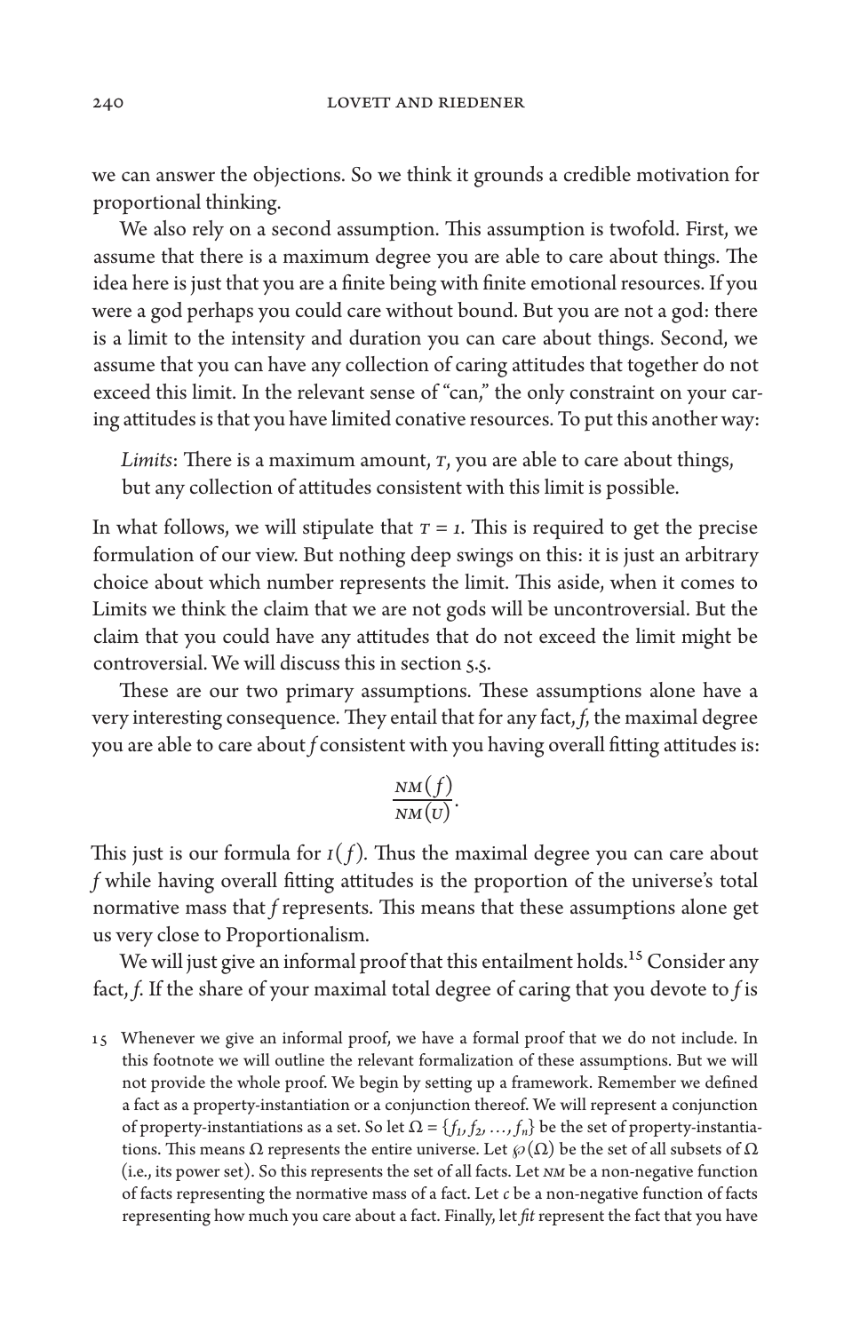we can answer the objections. So we think it grounds a credible motivation for proportional thinking.

We also rely on a second assumption. This assumption is twofold. First, we assume that there is a maximum degree you are able to care about things. The idea here is just that you are a finite being with finite emotional resources. If you were a god perhaps you could care without bound. But you are not a god: there is a limit to the intensity and duration you can care about things. Second, we assume that you can have any collection of caring attitudes that together do not exceed this limit. In the relevant sense of "can," the only constraint on your caring attitudes is that you have limited conative resources. To put this another way:

> *Limits*: There is a maximum amount, $T$, you are able to care about things, but any collection of attitudes consistent with this limit is possible.

In what follows, we will stipulate that $T = 1$. This is required to get the precise formulation of our view. But nothing deep swings on this: it is just an arbitrary choice about which number represents the limit. This aside, when it comes to Limits we think the claim that we are not gods will be uncontroversial. But the claim that you could have any attitudes that do not exceed the limit might be controversial. We will discuss this in section 5.5.

These are our two primary assumptions. These assumptions alone have a very interesting consequence. They entail that for any fact, $f$, the maximal degree you are able to care about $f$ consistent with you having overall fitting attitudes is:

$$\frac{NM(f)}{NM(U)}.$$

This just is our formula for $I(f)$. Thus the maximal degree you can care about $f$ while having overall fitting attitudes is the proportion of the universe's total normative mass that $f$ represents. This means that these assumptions alone get us very close to Proportionalism.

We will just give an informal proof that this entailment holds.[15] Consider any fact, $f$. If the share of your maximal total degree of caring that you devote to $f$ is

15 Whenever we give an informal proof, we have a formal proof that we do not include. In this footnote we will outline the relevant formalization of these assumptions. But we will not provide the whole proof. We begin by setting up a framework. Remember we defined a fact as a property-instantiation or a conjunction thereof. We will represent a conjunction of property-instantiations as a set. So let $\Omega = \{f_1, f_2, \ldots, f_n\}$ be the set of property-instantiations. This means $\Omega$ represents the entire universe. Let $\wp(\Omega)$ be the set of all subsets of $\Omega$ (i.e., its power set). So this represents the set of all facts. Let $NM$ be a non-negative function of facts representing the normative mass of a fact. Let $c$ be a non-negative function of facts representing how much you care about a fact. Finally, let *fit* represent the fact that you have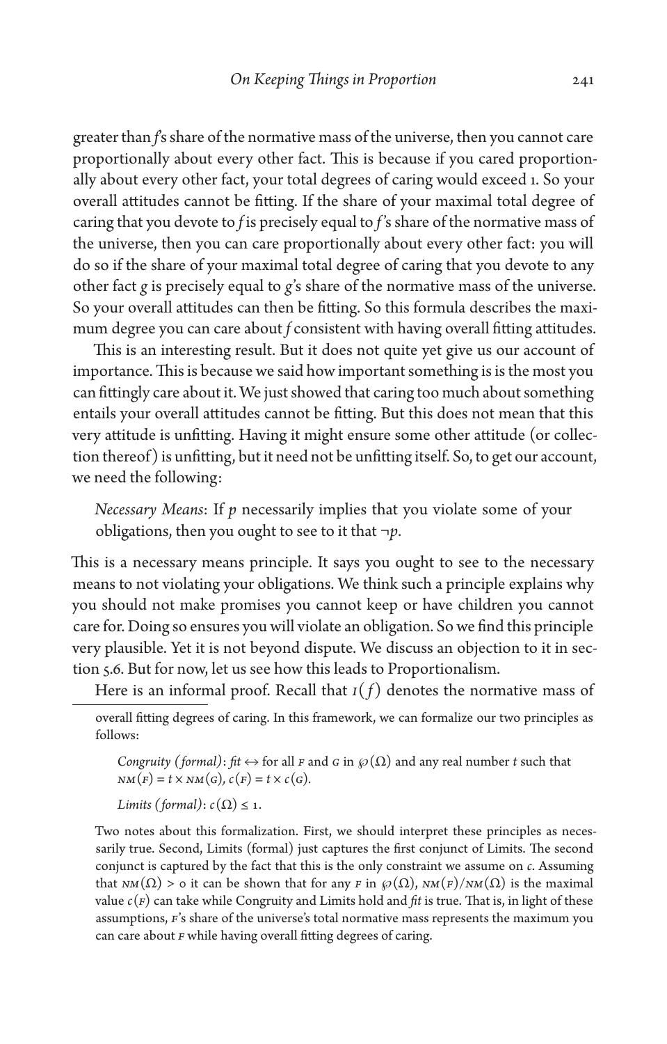greater than *f*'s share of the normative mass of the universe, then you cannot care proportionally about every other fact. This is because if you cared proportionally about every other fact, your total degrees of caring would exceed 1. So your overall attitudes cannot be fitting. If the share of your maximal total degree of caring that you devote to *f* is precisely equal to *f*'s share of the normative mass of the universe, then you can care proportionally about every other fact: you will do so if the share of your maximal total degree of caring that you devote to any other fact *g* is precisely equal to *g*'s share of the normative mass of the universe. So your overall attitudes can then be fitting. So this formula describes the maximum degree you can care about *f* consistent with having overall fitting attitudes.

This is an interesting result. But it does not quite yet give us our account of importance. This is because we said how important something is is the most you can fittingly care about it. We just showed that caring too much about something entails your overall attitudes cannot be fitting. But this does not mean that this very attitude is unfitting. Having it might ensure some other attitude (or collection thereof) is unfitting, but it need not be unfitting itself. So, to get our account, we need the following:

> *Necessary Means*: If *p* necessarily implies that you violate some of your obligations, then you ought to see to it that $\neg p$.

This is a necessary means principle. It says you ought to see to the necessary means to not violating your obligations. We think such a principle explains why you should not make promises you cannot keep or have children you cannot care for. Doing so ensures you will violate an obligation. So we find this principle very plausible. Yet it is not beyond dispute. We discuss an objection to it in section 5.6. But for now, let us see how this leads to Proportionalism.

Here is an informal proof. Recall that $I(f)$ denotes the normative mass of

---

overall fitting degrees of caring. In this framework, we can formalize our two principles as follows:

> *Congruity (formal)*: $fit \leftrightarrow$ for all $F$ and $G$ in $\wp(\Omega)$ and any real number $t$ such that $NM(F) = t \times NM(G)$, $c(F) = t \times c(G)$.
>
> *Limits (formal)*: $c(\Omega) \leq 1$.

Two notes about this formalization. First, we should interpret these principles as necessarily true. Second, Limits (formal) just captures the first conjunct of Limits. The second conjunct is captured by the fact that this is the only constraint we assume on $c$. Assuming that $NM(\Omega) > 0$ it can be shown that for any $F$ in $\wp(\Omega)$, $NM(F)/NM(\Omega)$ is the maximal value $c(F)$ can take while Congruity and Limits hold and *fit* is true. That is, in light of these assumptions, $F$'s share of the universe's total normative mass represents the maximum you can care about $F$ while having overall fitting degrees of caring.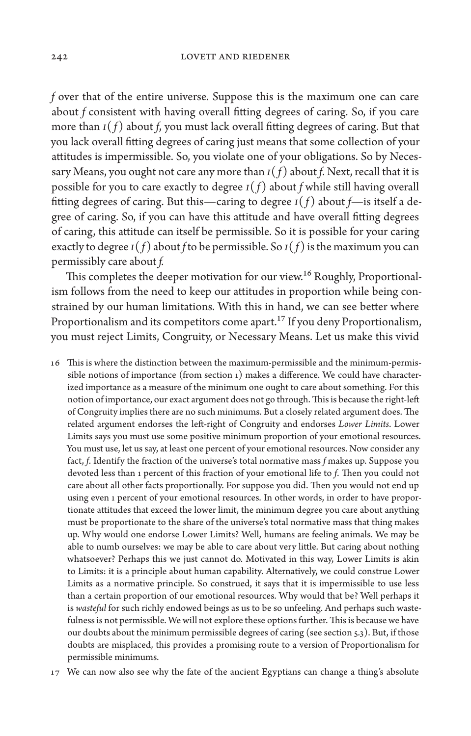*f* over that of the entire universe. Suppose this is the maximum one can care about *f* consistent with having overall fitting degrees of caring. So, if you care more than $I(f)$ about *f*, you must lack overall fitting degrees of caring. But that you lack overall fitting degrees of caring just means that some collection of your attitudes is impermissible. So, you violate one of your obligations. So by Necessary Means, you ought not care any more than $I(f)$ about *f*. Next, recall that it is possible for you to care exactly to degree $I(f)$ about *f* while still having overall fitting degrees of caring. But this—caring to degree $I(f)$ about *f*—is itself a degree of caring. So, if you can have this attitude and have overall fitting degrees of caring, this attitude can itself be permissible. So it is possible for your caring exactly to degree $I(f)$ about *f* to be permissible. So $I(f)$ is the maximum you can permissibly care about *f*.

This completes the deeper motivation for our view.[16] Roughly, Proportionalism follows from the need to keep our attitudes in proportion while being constrained by our human limitations. With this in hand, we can see better where Proportionalism and its competitors come apart.[17] If you deny Proportionalism, you must reject Limits, Congruity, or Necessary Means. Let us make this vivid

16 This is where the distinction between the maximum-permissible and the minimum-permissible notions of importance (from section 1) makes a difference. We could have characterized importance as a measure of the minimum one ought to care about something. For this notion of importance, our exact argument does not go through. This is because the right-left of Congruity implies there are no such minimums. But a closely related argument does. The related argument endorses the left-right of Congruity and endorses *Lower Limits*. Lower Limits says you must use some positive minimum proportion of your emotional resources. You must use, let us say, at least one percent of your emotional resources. Now consider any fact, *f*. Identify the fraction of the universe's total normative mass *f* makes up. Suppose you devoted less than 1 percent of this fraction of your emotional life to *f*. Then you could not care about all other facts proportionally. For suppose you did. Then you would not end up using even 1 percent of your emotional resources. In other words, in order to have proportionate attitudes that exceed the lower limit, the minimum degree you care about anything must be proportionate to the share of the universe's total normative mass that thing makes up. Why would one endorse Lower Limits? Well, humans are feeling animals. We may be able to numb ourselves: we may be able to care about very little. But caring about nothing whatsoever? Perhaps this we just cannot do. Motivated in this way, Lower Limits is akin to Limits: it is a principle about human capability. Alternatively, we could construe Lower Limits as a normative principle. So construed, it says that it is impermissible to use less than a certain proportion of our emotional resources. Why would that be? Well perhaps it is *wasteful* for such richly endowed beings as us to be so unfeeling. And perhaps such wastefulness is not permissible. We will not explore these options further. This is because we have our doubts about the minimum permissible degrees of caring (see section 5.3). But, if those doubts are misplaced, this provides a promising route to a version of Proportionalism for permissible minimums.

17 We can now also see why the fate of the ancient Egyptians can change a thing's absolute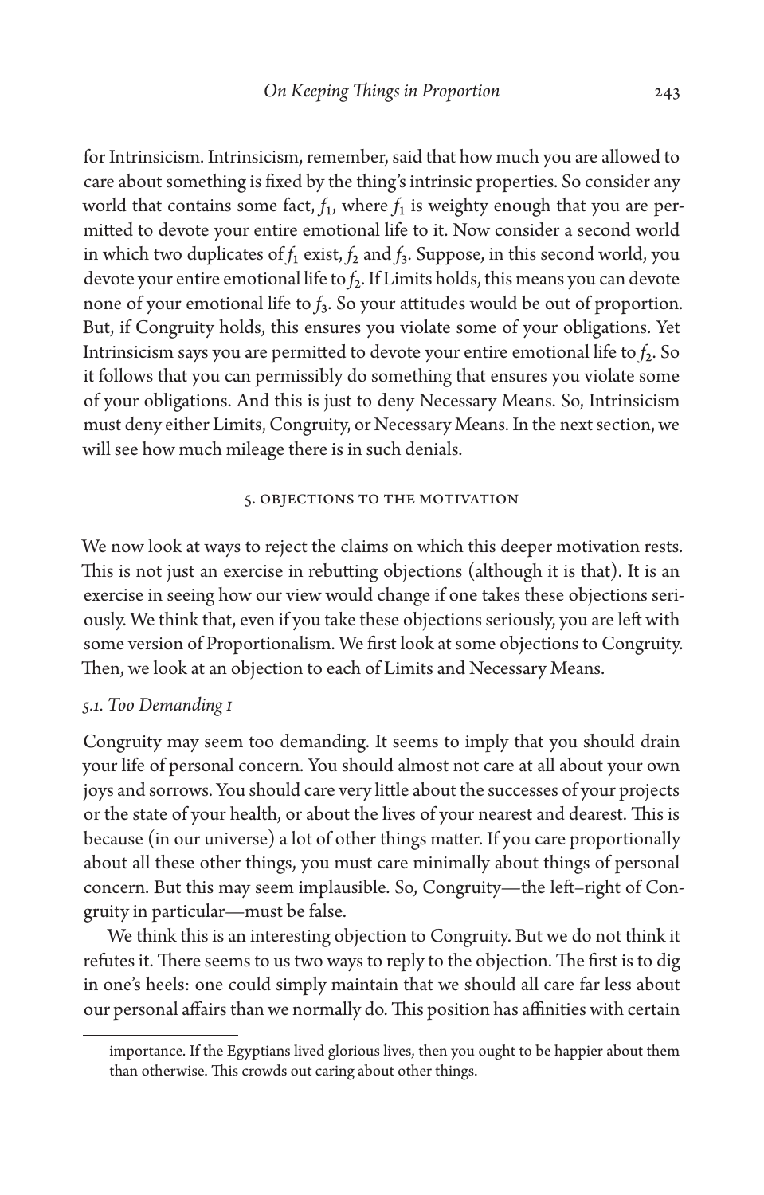for Intrinsicism. Intrinsicism, remember, said that how much you are allowed to care about something is fixed by the thing's intrinsic properties. So consider any world that contains some fact, $f_1$, where $f_1$ is weighty enough that you are permitted to devote your entire emotional life to it. Now consider a second world in which two duplicates of $f_1$ exist, $f_2$ and $f_3$. Suppose, in this second world, you devote your entire emotional life to $f_2$. If Limits holds, this means you can devote none of your emotional life to $f_3$. So your attitudes would be out of proportion. But, if Congruity holds, this ensures you violate some of your obligations. Yet Intrinsicism says you are permitted to devote your entire emotional life to $f_2$. So it follows that you can permissibly do something that ensures you violate some of your obligations. And this is just to deny Necessary Means. So, Intrinsicism must deny either Limits, Congruity, or Necessary Means. In the next section, we will see how much mileage there is in such denials.

## 5. Objections to the Motivation

We now look at ways to reject the claims on which this deeper motivation rests. This is not just an exercise in rebutting objections (although it is that). It is an exercise in seeing how our view would change if one takes these objections seriously. We think that, even if you take these objections seriously, you are left with some version of Proportionalism. We first look at some objections to Congruity. Then, we look at an objection to each of Limits and Necessary Means.

### *5.1. Too Demanding 1*

Congruity may seem too demanding. It seems to imply that you should drain your life of personal concern. You should almost not care at all about your own joys and sorrows. You should care very little about the successes of your projects or the state of your health, or about the lives of your nearest and dearest. This is because (in our universe) a lot of other things matter. If you care proportionally about all these other things, you must care minimally about things of personal concern. But this may seem implausible. So, Congruity—the left–right of Congruity in particular—must be false.

We think this is an interesting objection to Congruity. But we do not think it refutes it. There seems to us two ways to reply to the objection. The first is to dig in one's heels: one could simply maintain that we should all care far less about our personal affairs than we normally do. This position has affinities with certain

---

importance. If the Egyptians lived glorious lives, then you ought to be happier about them than otherwise. This crowds out caring about other things.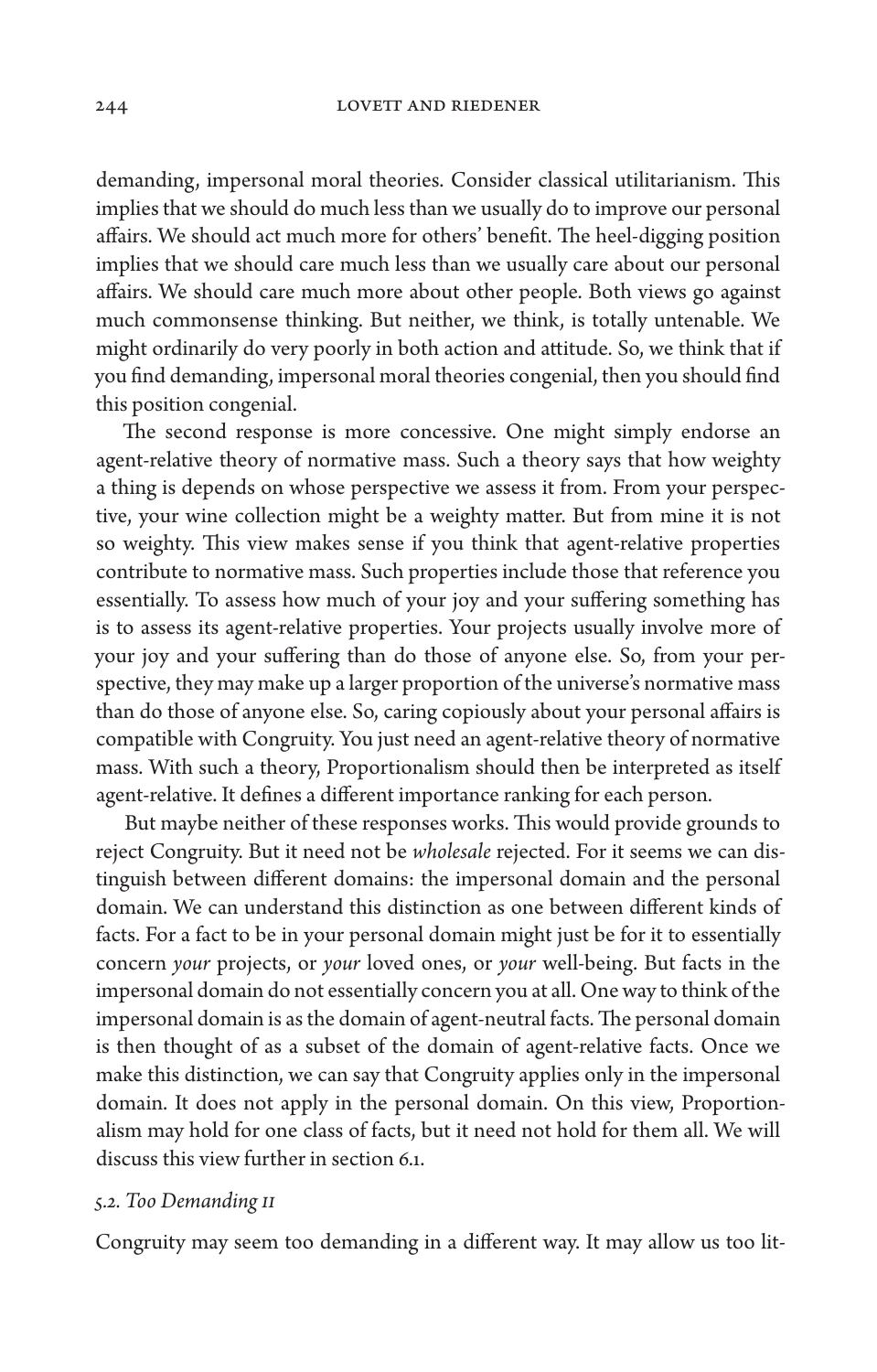demanding, impersonal moral theories. Consider classical utilitarianism. This implies that we should do much less than we usually do to improve our personal affairs. We should act much more for others' benefit. The heel-digging position implies that we should care much less than we usually care about our personal affairs. We should care much more about other people. Both views go against much commonsense thinking. But neither, we think, is totally untenable. We might ordinarily do very poorly in both action and attitude. So, we think that if you find demanding, impersonal moral theories congenial, then you should find this position congenial.

The second response is more concessive. One might simply endorse an agent-relative theory of normative mass. Such a theory says that how weighty a thing is depends on whose perspective we assess it from. From your perspective, your wine collection might be a weighty matter. But from mine it is not so weighty. This view makes sense if you think that agent-relative properties contribute to normative mass. Such properties include those that reference you essentially. To assess how much of your joy and your suffering something has is to assess its agent-relative properties. Your projects usually involve more of your joy and your suffering than do those of anyone else. So, from your perspective, they may make up a larger proportion of the universe's normative mass than do those of anyone else. So, caring copiously about your personal affairs is compatible with Congruity. You just need an agent-relative theory of normative mass. With such a theory, Proportionalism should then be interpreted as itself agent-relative. It defines a different importance ranking for each person.

But maybe neither of these responses works. This would provide grounds to reject Congruity. But it need not be *wholesale* rejected. For it seems we can distinguish between different domains: the impersonal domain and the personal domain. We can understand this distinction as one between different kinds of facts. For a fact to be in your personal domain might just be for it to essentially concern *your* projects, or *your* loved ones, or *your* well-being. But facts in the impersonal domain do not essentially concern you at all. One way to think of the impersonal domain is as the domain of agent-neutral facts. The personal domain is then thought of as a subset of the domain of agent-relative facts. Once we make this distinction, we can say that Congruity applies only in the impersonal domain. It does not apply in the personal domain. On this view, Proportionalism may hold for one class of facts, but it need not hold for them all. We will discuss this view further in section 6.1.

### *5.2. Too Demanding II*

Congruity may seem too demanding in a different way. It may allow us too lit-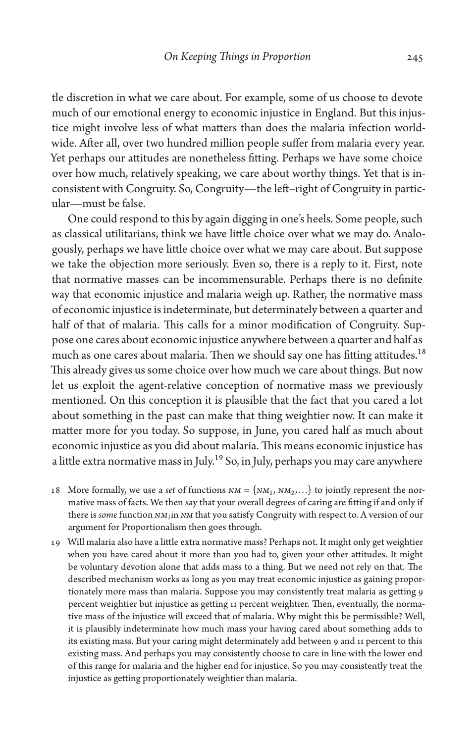tle discretion in what we care about. For example, some of us choose to devote much of our emotional energy to economic injustice in England. But this injustice might involve less of what matters than does the malaria infection worldwide. After all, over two hundred million people suffer from malaria every year. Yet perhaps our attitudes are nonetheless fitting. Perhaps we have some choice over how much, relatively speaking, we care about worthy things. Yet that is inconsistent with Congruity. So, Congruity—the left–right of Congruity in particular—must be false.

One could respond to this by again digging in one's heels. Some people, such as classical utilitarians, think we have little choice over what we may do. Analogously, perhaps we have little choice over what we may care about. But suppose we take the objection more seriously. Even so, there is a reply to it. First, note that normative masses can be incommensurable. Perhaps there is no definite way that economic injustice and malaria weigh up. Rather, the normative mass of economic injustice is indeterminate, but determinately between a quarter and half of that of malaria. This calls for a minor modification of Congruity. Suppose one cares about economic injustice anywhere between a quarter and half as much as one cares about malaria. Then we should say one has fitting attitudes.[18] This already gives us some choice over how much we care about things. But now let us exploit the agent-relative conception of normative mass we previously mentioned. On this conception it is plausible that the fact that you cared a lot about something in the past can make that thing weightier now. It can make it matter more for you today. So suppose, in June, you cared half as much about economic injustice as you did about malaria. This means economic injustice has a little extra normative mass in July.[19] So, in July, perhaps you may care anywhere

18 More formally, we use a *set* of functions $NM = \{NM_1, NM_2, \ldots\}$ to jointly represent the normative mass of facts. We then say that your overall degrees of caring are fitting if and only if there is *some* function $NM_i$ in $NM$ that you satisfy Congruity with respect to. A version of our argument for Proportionalism then goes through.

19 Will malaria also have a little extra normative mass? Perhaps not. It might only get weightier when you have cared about it more than you had to, given your other attitudes. It might be voluntary devotion alone that adds mass to a thing. But we need not rely on that. The described mechanism works as long as you may treat economic injustice as gaining proportionately more mass than malaria. Suppose you may consistently treat malaria as getting 9 percent weightier but injustice as getting 11 percent weightier. Then, eventually, the normative mass of the injustice will exceed that of malaria. Why might this be permissible? Well, it is plausibly indeterminate how much mass your having cared about something adds to its existing mass. But your caring might determinately add between 9 and 11 percent to this existing mass. And perhaps you may consistently choose to care in line with the lower end of this range for malaria and the higher end for injustice. So you may consistently treat the injustice as getting proportionately weightier than malaria.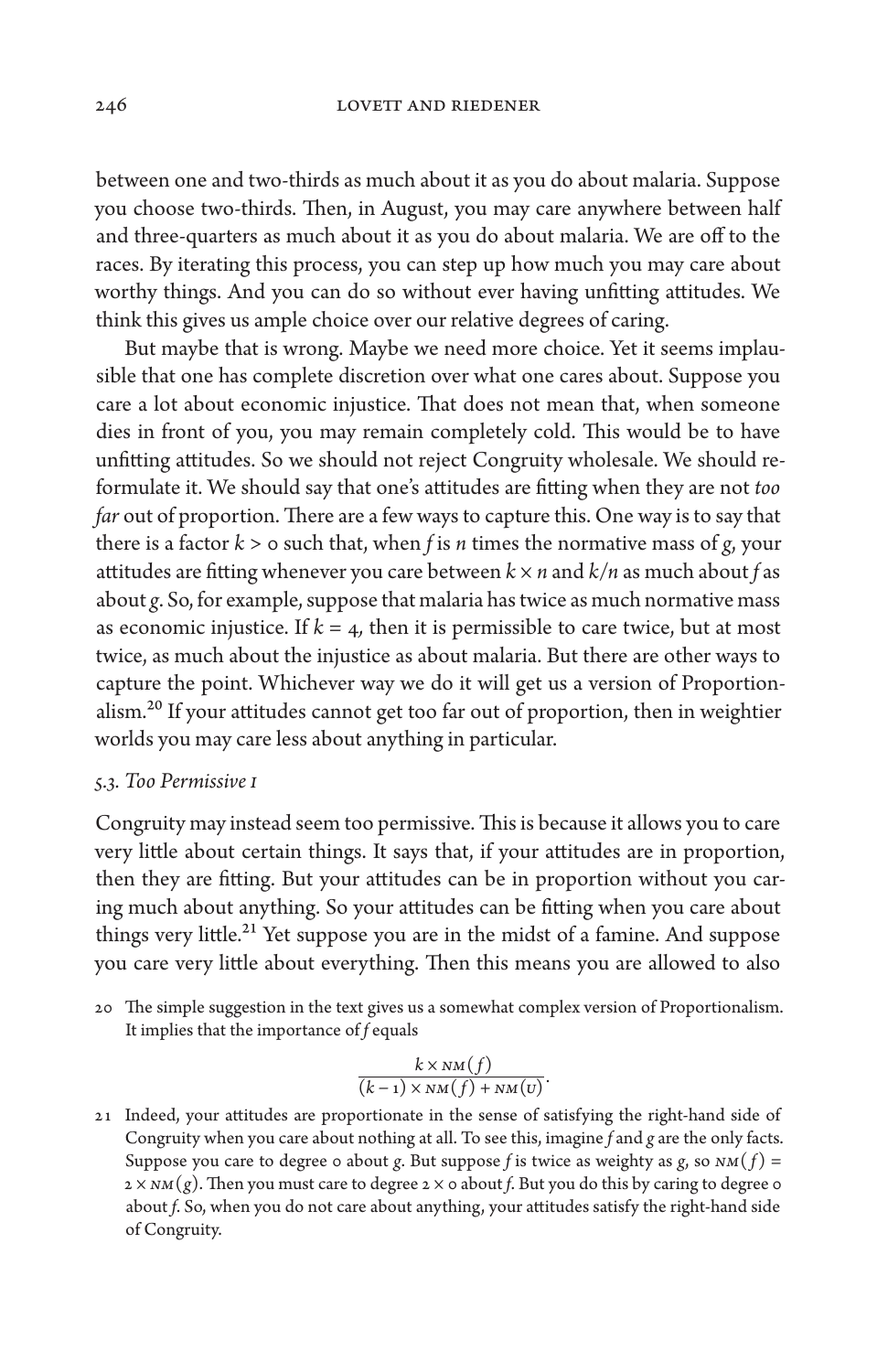between one and two-thirds as much about it as you do about malaria. Suppose you choose two-thirds. Then, in August, you may care anywhere between half and three-quarters as much about it as you do about malaria. We are off to the races. By iterating this process, you can step up how much you may care about worthy things. And you can do so without ever having unfitting attitudes. We think this gives us ample choice over our relative degrees of caring.

But maybe that is wrong. Maybe we need more choice. Yet it seems implausible that one has complete discretion over what one cares about. Suppose you care a lot about economic injustice. That does not mean that, when someone dies in front of you, you may remain completely cold. This would be to have unfitting attitudes. So we should not reject Congruity wholesale. We should reformulate it. We should say that one's attitudes are fitting when they are not *too far* out of proportion. There are a few ways to capture this. One way is to say that there is a factor $k > 0$ such that, when $f$ is $n$ times the normative mass of $g$, your attitudes are fitting whenever you care between $k \times n$ and $k/n$ as much about $f$ as about $g$. So, for example, suppose that malaria has twice as much normative mass as economic injustice. If $k = 4$, then it is permissible to care twice, but at most twice, as much about the injustice as about malaria. But there are other ways to capture the point. Whichever way we do it will get us a version of Proportionalism.[20] If your attitudes cannot get too far out of proportion, then in weightier worlds you may care less about anything in particular.

### 5.3. *Too Permissive 1*

Congruity may instead seem too permissive. This is because it allows you to care very little about certain things. It says that, if your attitudes are in proportion, then they are fitting. But your attitudes can be in proportion without you caring much about anything. So your attitudes can be fitting when you care about things very little.[21] Yet suppose you are in the midst of a famine. And suppose you care very little about everything. Then this means you are allowed to also

20 The simple suggestion in the text gives us a somewhat complex version of Proportionalism. It implies that the importance of $f$ equals

$$\frac{k \times NM(f)}{(k-1) \times NM(f) + NM(U)}.$$

21 Indeed, your attitudes are proportionate in the sense of satisfying the right-hand side of Congruity when you care about nothing at all. To see this, imagine $f$ and $g$ are the only facts. Suppose you care to degree 0 about $g$. But suppose $f$ is twice as weighty as $g$, so $NM(f) = 2 \times NM(g)$. Then you must care to degree $2 \times 0$ about $f$. But you do this by caring to degree 0 about $f$. So, when you do not care about anything, your attitudes satisfy the right-hand side of Congruity.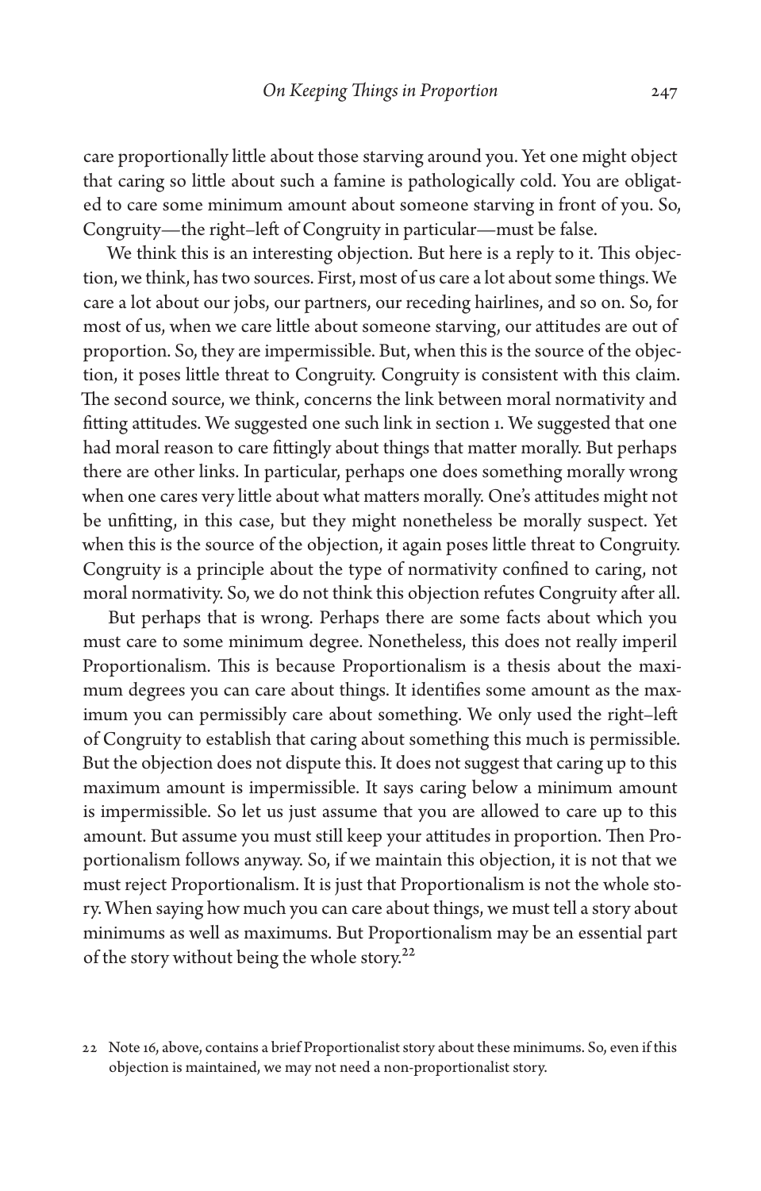care proportionally little about those starving around you. Yet one might object that caring so little about such a famine is pathologically cold. You are obligated to care some minimum amount about someone starving in front of you. So, Congruity—the right–left of Congruity in particular—must be false.

We think this is an interesting objection. But here is a reply to it. This objection, we think, has two sources. First, most of us care a lot about some things. We care a lot about our jobs, our partners, our receding hairlines, and so on. So, for most of us, when we care little about someone starving, our attitudes are out of proportion. So, they are impermissible. But, when this is the source of the objection, it poses little threat to Congruity. Congruity is consistent with this claim. The second source, we think, concerns the link between moral normativity and fitting attitudes. We suggested one such link in section 1. We suggested that one had moral reason to care fittingly about things that matter morally. But perhaps there are other links. In particular, perhaps one does something morally wrong when one cares very little about what matters morally. One's attitudes might not be unfitting, in this case, but they might nonetheless be morally suspect. Yet when this is the source of the objection, it again poses little threat to Congruity. Congruity is a principle about the type of normativity confined to caring, not moral normativity. So, we do not think this objection refutes Congruity after all.

But perhaps that is wrong. Perhaps there are some facts about which you must care to some minimum degree. Nonetheless, this does not really imperil Proportionalism. This is because Proportionalism is a thesis about the maximum degrees you can care about things. It identifies some amount as the maximum you can permissibly care about something. We only used the right–left of Congruity to establish that caring about something this much is permissible. But the objection does not dispute this. It does not suggest that caring up to this maximum amount is impermissible. It says caring below a minimum amount is impermissible. So let us just assume that you are allowed to care up to this amount. But assume you must still keep your attitudes in proportion. Then Proportionalism follows anyway. So, if we maintain this objection, it is not that we must reject Proportionalism. It is just that Proportionalism is not the whole story. When saying how much you can care about things, we must tell a story about minimums as well as maximums. But Proportionalism may be an essential part of the story without being the whole story.[22]

22 Note 16, above, contains a brief Proportionalist story about these minimums. So, even if this objection is maintained, we may not need a non-proportionalist story.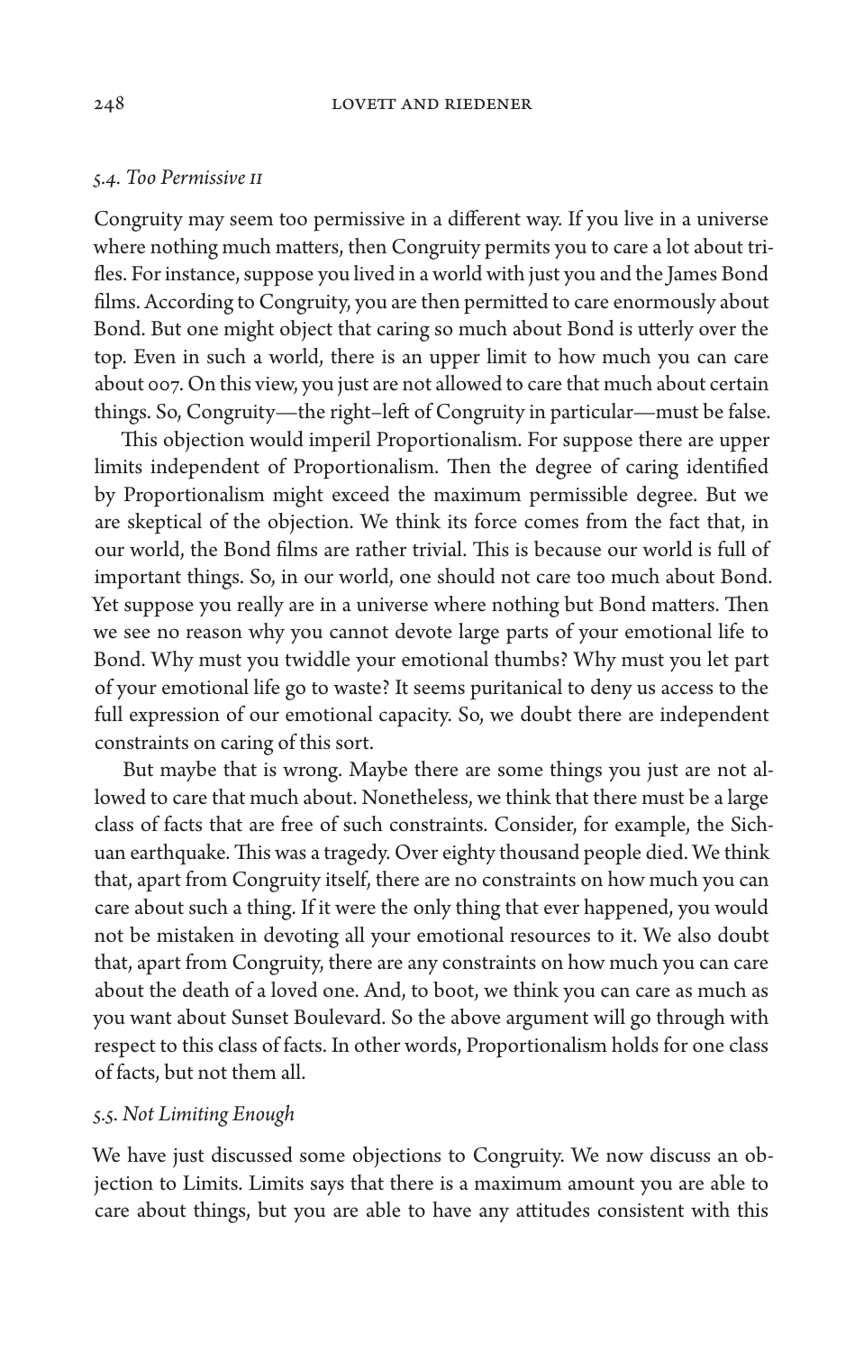### *5.4. Too Permissive II*

Congruity may seem too permissive in a different way. If you live in a universe where nothing much matters, then Congruity permits you to care a lot about trifles. For instance, suppose you lived in a world with just you and the James Bond films. According to Congruity, you are then permitted to care enormously about Bond. But one might object that caring so much about Bond is utterly over the top. Even in such a world, there is an upper limit to how much you can care about 007. On this view, you just are not allowed to care that much about certain things. So, Congruity—the right–left of Congruity in particular—must be false.

This objection would imperil Proportionalism. For suppose there are upper limits independent of Proportionalism. Then the degree of caring identified by Proportionalism might exceed the maximum permissible degree. But we are skeptical of the objection. We think its force comes from the fact that, in our world, the Bond films are rather trivial. This is because our world is full of important things. So, in our world, one should not care too much about Bond. Yet suppose you really are in a universe where nothing but Bond matters. Then we see no reason why you cannot devote large parts of your emotional life to Bond. Why must you twiddle your emotional thumbs? Why must you let part of your emotional life go to waste? It seems puritanical to deny us access to the full expression of our emotional capacity. So, we doubt there are independent constraints on caring of this sort.

But maybe that is wrong. Maybe there are some things you just are not allowed to care that much about. Nonetheless, we think that there must be a large class of facts that are free of such constraints. Consider, for example, the Sichuan earthquake. This was a tragedy. Over eighty thousand people died. We think that, apart from Congruity itself, there are no constraints on how much you can care about such a thing. If it were the only thing that ever happened, you would not be mistaken in devoting all your emotional resources to it. We also doubt that, apart from Congruity, there are any constraints on how much you can care about the death of a loved one. And, to boot, we think you can care as much as you want about Sunset Boulevard. So the above argument will go through with respect to this class of facts. In other words, Proportionalism holds for one class of facts, but not them all.

### *5.5. Not Limiting Enough*

We have just discussed some objections to Congruity. We now discuss an objection to Limits. Limits says that there is a maximum amount you are able to care about things, but you are able to have any attitudes consistent with this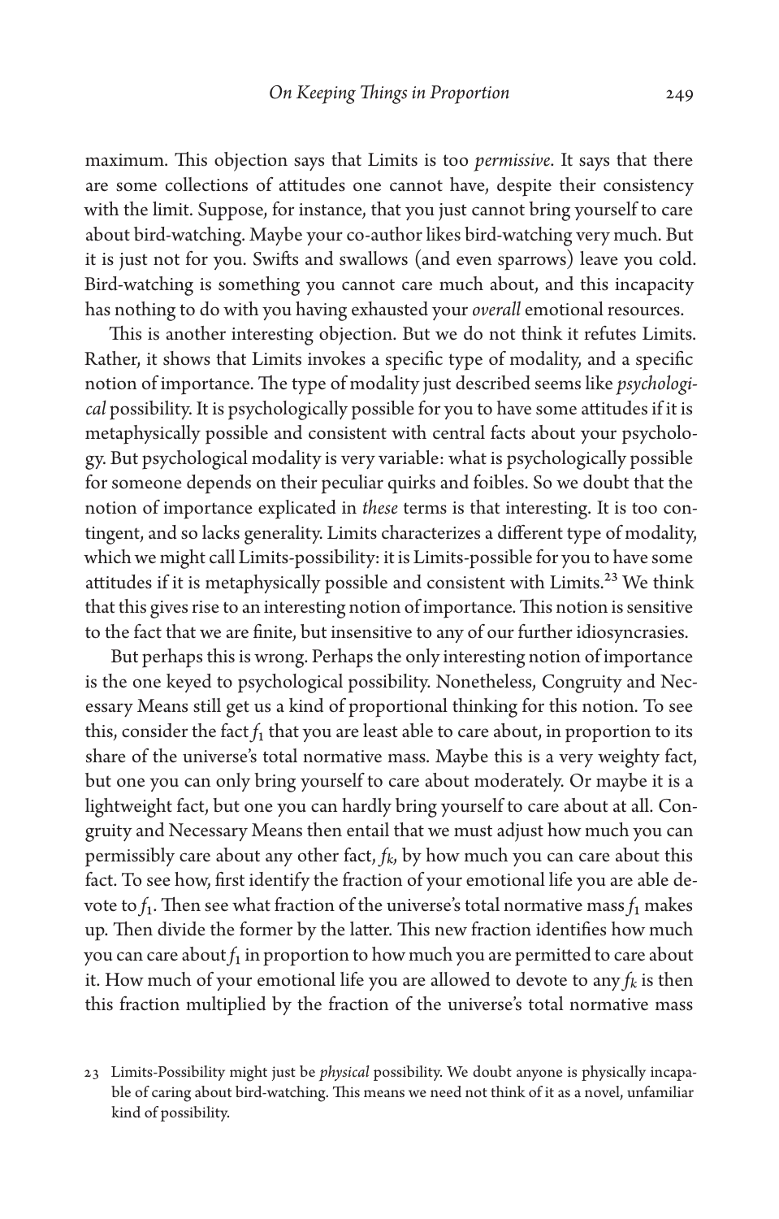maximum. This objection says that Limits is too *permissive*. It says that there are some collections of attitudes one cannot have, despite their consistency with the limit. Suppose, for instance, that you just cannot bring yourself to care about bird-watching. Maybe your co-author likes bird-watching very much. But it is just not for you. Swifts and swallows (and even sparrows) leave you cold. Bird-watching is something you cannot care much about, and this incapacity has nothing to do with you having exhausted your *overall* emotional resources.

This is another interesting objection. But we do not think it refutes Limits. Rather, it shows that Limits invokes a specific type of modality, and a specific notion of importance. The type of modality just described seems like *psychological* possibility. It is psychologically possible for you to have some attitudes if it is metaphysically possible and consistent with central facts about your psychology. But psychological modality is very variable: what is psychologically possible for someone depends on their peculiar quirks and foibles. So we doubt that the notion of importance explicated in *these* terms is that interesting. It is too contingent, and so lacks generality. Limits characterizes a different type of modality, which we might call Limits-possibility: it is Limits-possible for you to have some attitudes if it is metaphysically possible and consistent with Limits.[23] We think that this gives rise to an interesting notion of importance. This notion is sensitive to the fact that we are finite, but insensitive to any of our further idiosyncrasies.

But perhaps this is wrong. Perhaps the only interesting notion of importance is the one keyed to psychological possibility. Nonetheless, Congruity and Necessary Means still get us a kind of proportional thinking for this notion. To see this, consider the fact $f_1$ that you are least able to care about, in proportion to its share of the universe's total normative mass. Maybe this is a very weighty fact, but one you can only bring yourself to care about moderately. Or maybe it is a lightweight fact, but one you can hardly bring yourself to care about at all. Congruity and Necessary Means then entail that we must adjust how much you can permissibly care about any other fact, $f_k$, by how much you can care about this fact. To see how, first identify the fraction of your emotional life you are able devote to $f_1$. Then see what fraction of the universe's total normative mass $f_1$ makes up. Then divide the former by the latter. This new fraction identifies how much you can care about $f_1$ in proportion to how much you are permitted to care about it. How much of your emotional life you are allowed to devote to any $f_k$ is then this fraction multiplied by the fraction of the universe's total normative mass

23 Limits-Possibility might just be *physical* possibility. We doubt anyone is physically incapable of caring about bird-watching. This means we need not think of it as a novel, unfamiliar kind of possibility.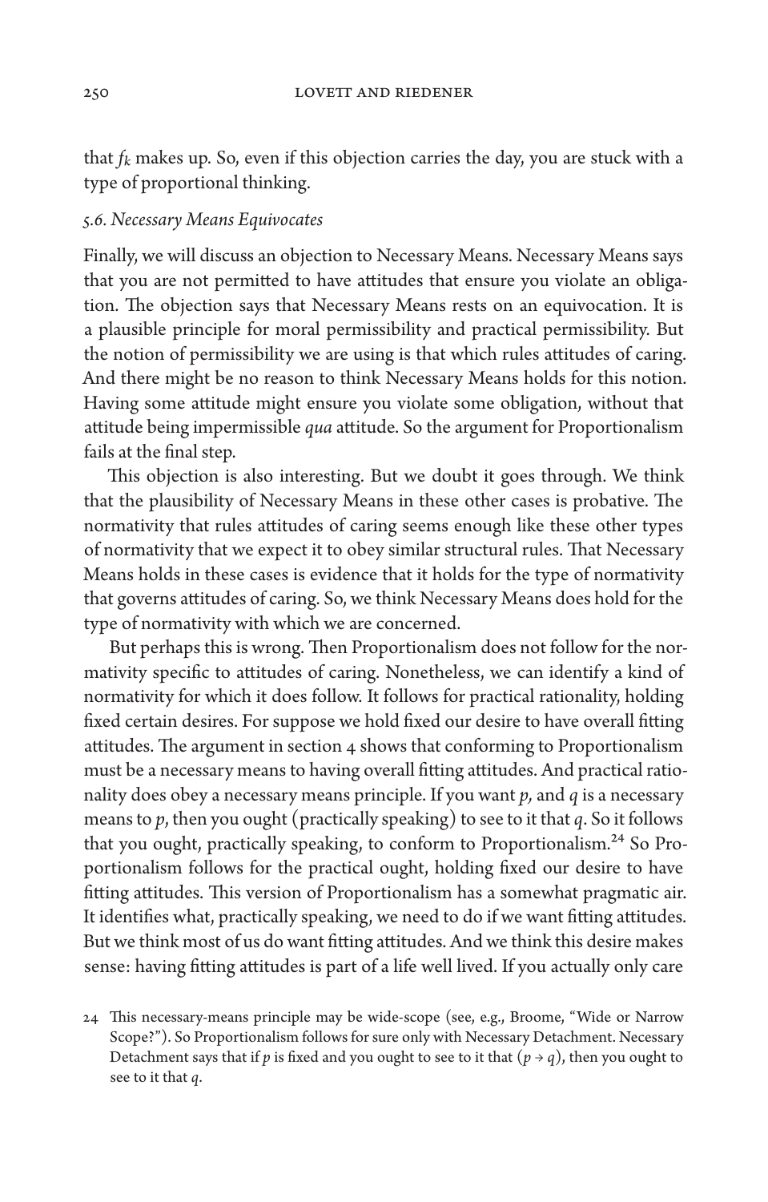that $f_k$ makes up. So, even if this objection carries the day, you are stuck with a type of proportional thinking.

### *5.6. Necessary Means Equivocates*

Finally, we will discuss an objection to Necessary Means. Necessary Means says that you are not permitted to have attitudes that ensure you violate an obligation. The objection says that Necessary Means rests on an equivocation. It is a plausible principle for moral permissibility and practical permissibility. But the notion of permissibility we are using is that which rules attitudes of caring. And there might be no reason to think Necessary Means holds for this notion. Having some attitude might ensure you violate some obligation, without that attitude being impermissible *qua* attitude. So the argument for Proportionalism fails at the final step.

This objection is also interesting. But we doubt it goes through. We think that the plausibility of Necessary Means in these other cases is probative. The normativity that rules attitudes of caring seems enough like these other types of normativity that we expect it to obey similar structural rules. That Necessary Means holds in these cases is evidence that it holds for the type of normativity that governs attitudes of caring. So, we think Necessary Means does hold for the type of normativity with which we are concerned.

But perhaps this is wrong. Then Proportionalism does not follow for the normativity specific to attitudes of caring. Nonetheless, we can identify a kind of normativity for which it does follow. It follows for practical rationality, holding fixed certain desires. For suppose we hold fixed our desire to have overall fitting attitudes. The argument in section 4 shows that conforming to Proportionalism must be a necessary means to having overall fitting attitudes. And practical rationality does obey a necessary means principle. If you want $p$, and $q$ is a necessary means to $p$, then you ought (practically speaking) to see to it that $q$. So it follows that you ought, practically speaking, to conform to Proportionalism.[24] So Proportionalism follows for the practical ought, holding fixed our desire to have fitting attitudes. This version of Proportionalism has a somewhat pragmatic air. It identifies what, practically speaking, we need to do if we want fitting attitudes. But we think most of us do want fitting attitudes. And we think this desire makes sense: having fitting attitudes is part of a life well lived. If you actually only care

24 This necessary-means principle may be wide-scope (see, e.g., Broome, "Wide or Narrow Scope?"). So Proportionalism follows for sure only with Necessary Detachment. Necessary Detachment says that if $p$ is fixed and you ought to see to it that $(p \rightarrow q)$, then you ought to see to it that $q$.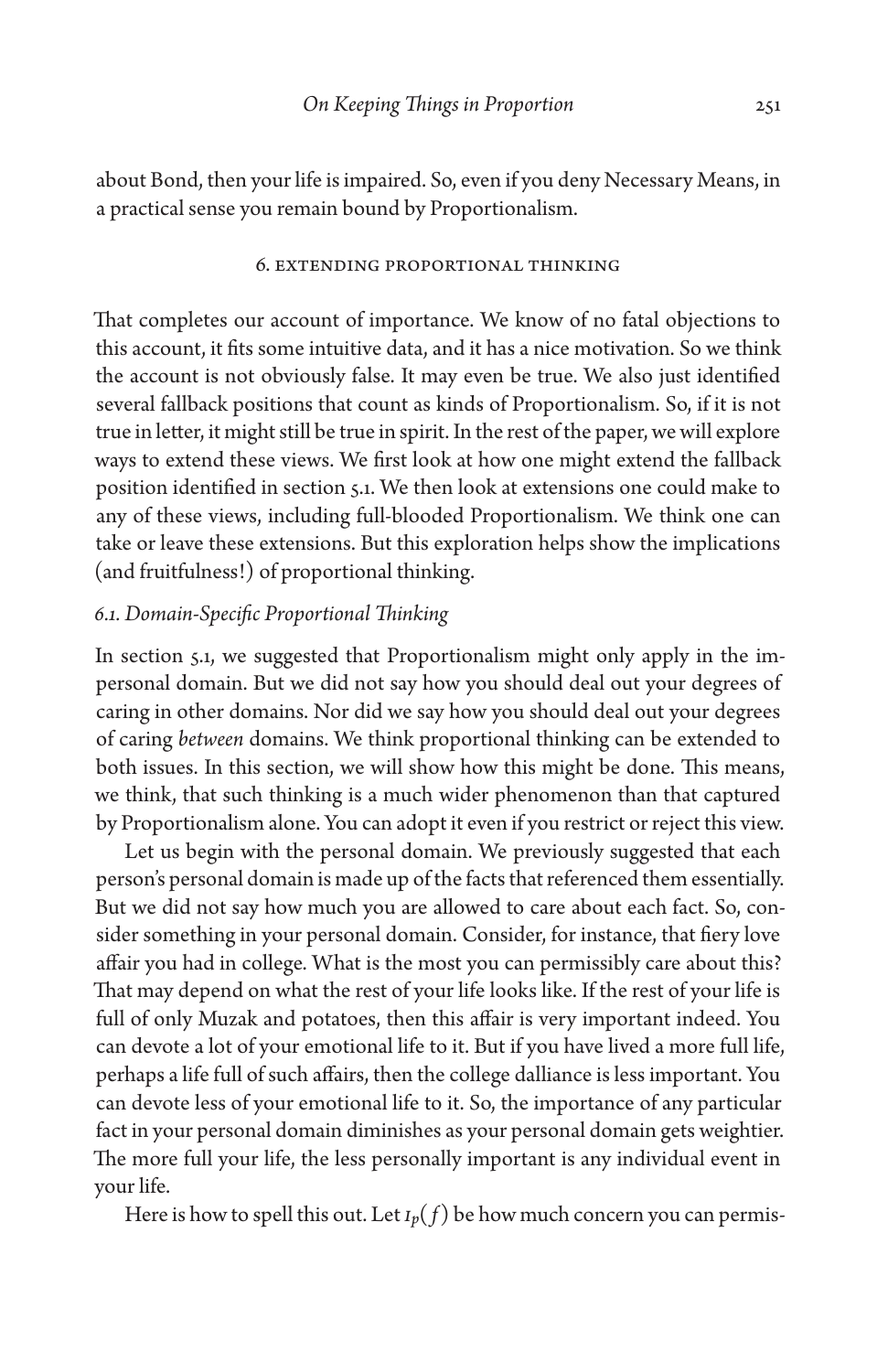about Bond, then your life is impaired. So, even if you deny Necessary Means, in a practical sense you remain bound by Proportionalism.

## 6. Extending Proportional Thinking

That completes our account of importance. We know of no fatal objections to this account, it fits some intuitive data, and it has a nice motivation. So we think the account is not obviously false. It may even be true. We also just identified several fallback positions that count as kinds of Proportionalism. So, if it is not true in letter, it might still be true in spirit. In the rest of the paper, we will explore ways to extend these views. We first look at how one might extend the fallback position identified in section 5.1. We then look at extensions one could make to any of these views, including full-blooded Proportionalism. We think one can take or leave these extensions. But this exploration helps show the implications (and fruitfulness!) of proportional thinking.

### *6.1. Domain-Specific Proportional Thinking*

In section 5.1, we suggested that Proportionalism might only apply in the impersonal domain. But we did not say how you should deal out your degrees of caring in other domains. Nor did we say how you should deal out your degrees of caring *between* domains. We think proportional thinking can be extended to both issues. In this section, we will show how this might be done. This means, we think, that such thinking is a much wider phenomenon than that captured by Proportionalism alone. You can adopt it even if you restrict or reject this view.

Let us begin with the personal domain. We previously suggested that each person's personal domain is made up of the facts that referenced them essentially. But we did not say how much you are allowed to care about each fact. So, consider something in your personal domain. Consider, for instance, that fiery love affair you had in college. What is the most you can permissibly care about this? That may depend on what the rest of your life looks like. If the rest of your life is full of only Muzak and potatoes, then this affair is very important indeed. You can devote a lot of your emotional life to it. But if you have lived a more full life, perhaps a life full of such affairs, then the college dalliance is less important. You can devote less of your emotional life to it. So, the importance of any particular fact in your personal domain diminishes as your personal domain gets weightier. The more full your life, the less personally important is any individual event in your life.

Here is how to spell this out. Let $I_P(f)$ be how much concern you can permis-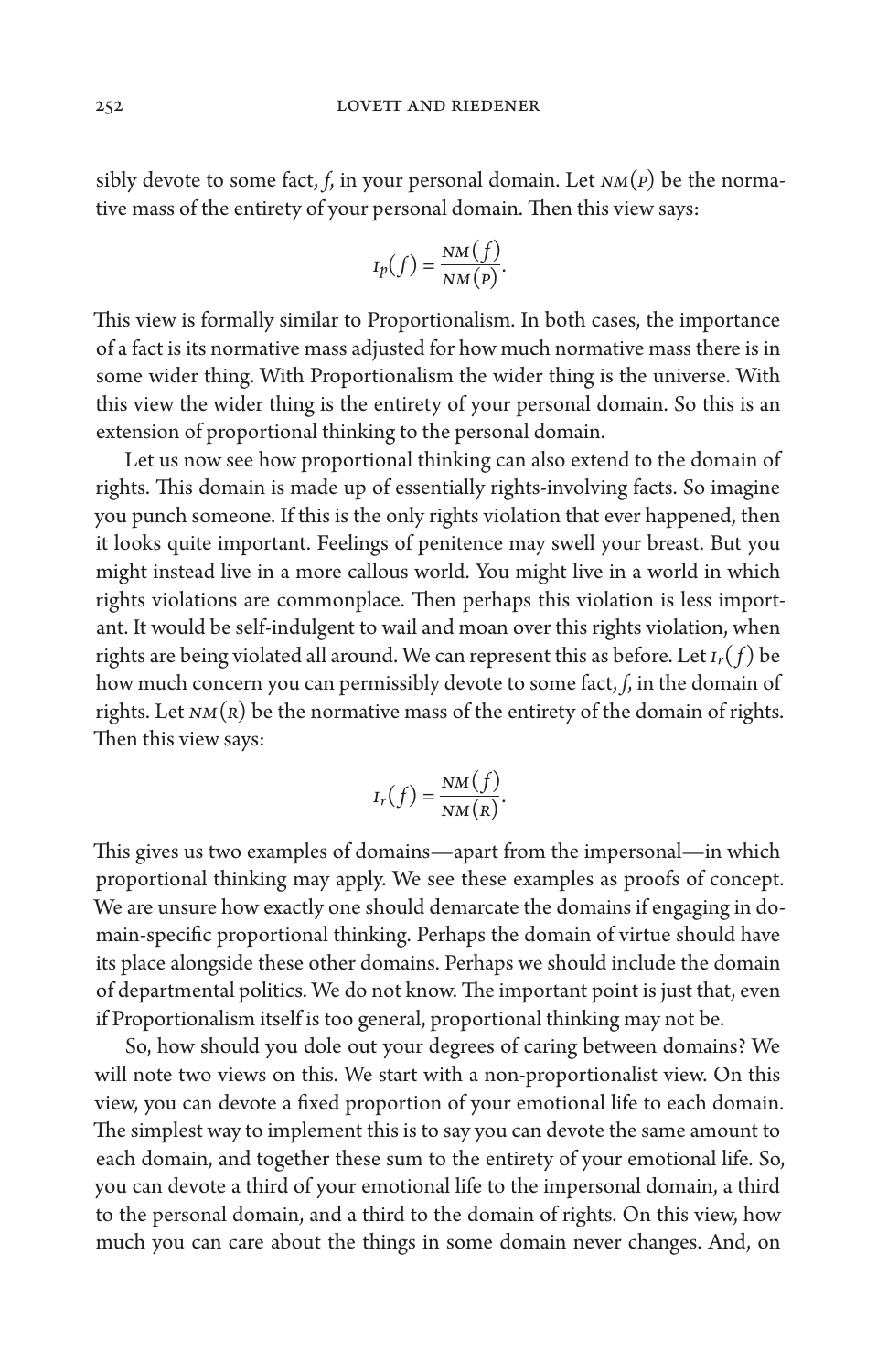sibly devote to some fact, *f*, in your personal domain. Let $NM(P)$ be the normative mass of the entirety of your personal domain. Then this view says:

$$I_P(f) = \frac{NM(f)}{NM(P)}.$$

This view is formally similar to Proportionalism. In both cases, the importance of a fact is its normative mass adjusted for how much normative mass there is in some wider thing. With Proportionalism the wider thing is the universe. With this view the wider thing is the entirety of your personal domain. So this is an extension of proportional thinking to the personal domain.

Let us now see how proportional thinking can also extend to the domain of rights. This domain is made up of essentially rights-involving facts. So imagine you punch someone. If this is the only rights violation that ever happened, then it looks quite important. Feelings of penitence may swell your breast. But you might instead live in a more callous world. You might live in a world in which rights violations are commonplace. Then perhaps this violation is less important. It would be self-indulgent to wail and moan over this rights violation, when rights are being violated all around. We can represent this as before. Let $I_r(f)$ be how much concern you can permissibly devote to some fact, *f*, in the domain of rights. Let $NM(R)$ be the normative mass of the entirety of the domain of rights. Then this view says:

$$I_r(f) = \frac{NM(f)}{NM(R)}.$$

This gives us two examples of domains—apart from the impersonal—in which proportional thinking may apply. We see these examples as proofs of concept. We are unsure how exactly one should demarcate the domains if engaging in domain-specific proportional thinking. Perhaps the domain of virtue should have its place alongside these other domains. Perhaps we should include the domain of departmental politics. We do not know. The important point is just that, even if Proportionalism itself is too general, proportional thinking may not be.

So, how should you dole out your degrees of caring between domains? We will note two views on this. We start with a non-proportionalist view. On this view, you can devote a fixed proportion of your emotional life to each domain. The simplest way to implement this is to say you can devote the same amount to each domain, and together these sum to the entirety of your emotional life. So, you can devote a third of your emotional life to the impersonal domain, a third to the personal domain, and a third to the domain of rights. On this view, how much you can care about the things in some domain never changes. And, on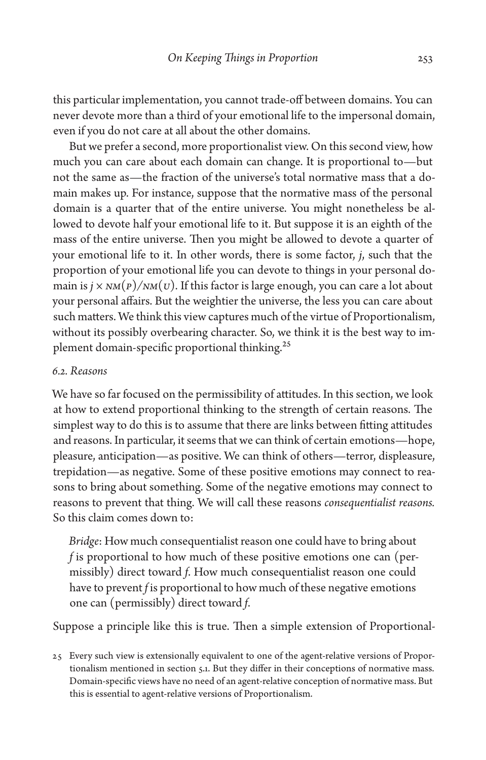this particular implementation, you cannot trade-off between domains. You can never devote more than a third of your emotional life to the impersonal domain, even if you do not care at all about the other domains.

But we prefer a second, more proportionalist view. On this second view, how much you can care about each domain can change. It is proportional to—but not the same as—the fraction of the universe's total normative mass that a domain makes up. For instance, suppose that the normative mass of the personal domain is a quarter that of the entire universe. You might nonetheless be allowed to devote half your emotional life to it. But suppose it is an eighth of the mass of the entire universe. Then you might be allowed to devote a quarter of your emotional life to it. In other words, there is some factor, $j$, such that the proportion of your emotional life you can devote to things in your personal domain is $j \times NM(P)/NM(U)$. If this factor is large enough, you can care a lot about your personal affairs. But the weightier the universe, the less you can care about such matters. We think this view captures much of the virtue of Proportionalism, without its possibly overbearing character. So, we think it is the best way to implement domain-specific proportional thinking.[25]

### *6.2. Reasons*

We have so far focused on the permissibility of attitudes. In this section, we look at how to extend proportional thinking to the strength of certain reasons. The simplest way to do this is to assume that there are links between fitting attitudes and reasons. In particular, it seems that we can think of certain emotions—hope, pleasure, anticipation—as positive. We can think of others—terror, displeasure, trepidation—as negative. Some of these positive emotions may connect to reasons to bring about something. Some of the negative emotions may connect to reasons to prevent that thing. We will call these reasons *consequentialist reasons.* So this claim comes down to:

> *Bridge*: How much consequentialist reason one could have to bring about *f* is proportional to how much of these positive emotions one can (permissibly) direct toward *f*. How much consequentialist reason one could have to prevent *f* is proportional to how much of these negative emotions one can (permissibly) direct toward *f*.

Suppose a principle like this is true. Then a simple extension of Proportional-

25 Every such view is extensionally equivalent to one of the agent-relative versions of Proportionalism mentioned in section 5.1. But they differ in their conceptions of normative mass. Domain-specific views have no need of an agent-relative conception of normative mass. But this is essential to agent-relative versions of Proportionalism.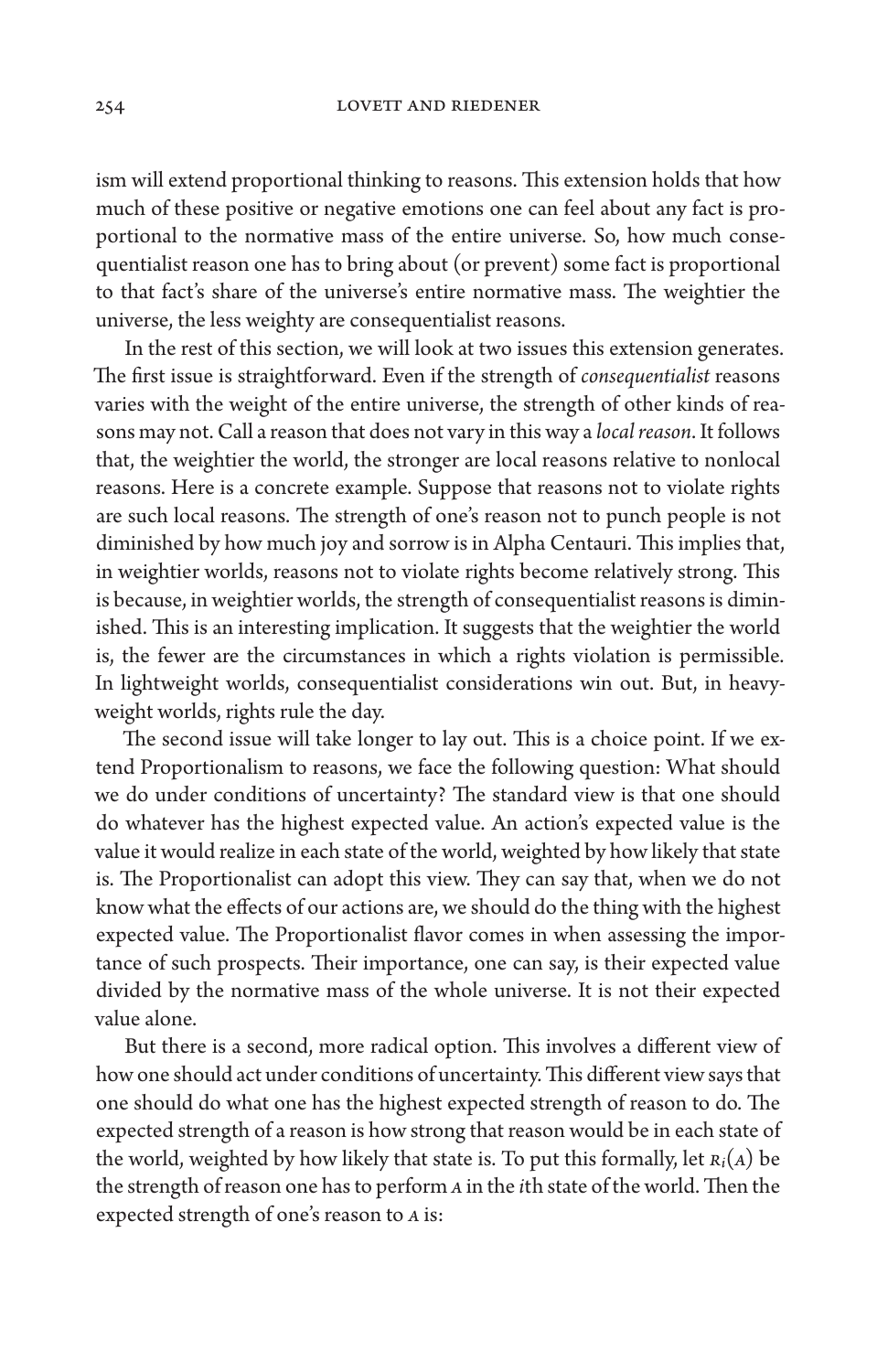ism will extend proportional thinking to reasons. This extension holds that how much of these positive or negative emotions one can feel about any fact is proportional to the normative mass of the entire universe. So, how much consequentialist reason one has to bring about (or prevent) some fact is proportional to that fact's share of the universe's entire normative mass. The weightier the universe, the less weighty are consequentialist reasons.

In the rest of this section, we will look at two issues this extension generates. The first issue is straightforward. Even if the strength of *consequentialist* reasons varies with the weight of the entire universe, the strength of other kinds of reasons may not. Call a reason that does not vary in this way a *local reason*. It follows that, the weightier the world, the stronger are local reasons relative to nonlocal reasons. Here is a concrete example. Suppose that reasons not to violate rights are such local reasons. The strength of one's reason not to punch people is not diminished by how much joy and sorrow is in Alpha Centauri. This implies that, in weightier worlds, reasons not to violate rights become relatively strong. This is because, in weightier worlds, the strength of consequentialist reasons is diminished. This is an interesting implication. It suggests that the weightier the world is, the fewer are the circumstances in which a rights violation is permissible. In lightweight worlds, consequentialist considerations win out. But, in heavyweight worlds, rights rule the day.

The second issue will take longer to lay out. This is a choice point. If we extend Proportionalism to reasons, we face the following question: What should we do under conditions of uncertainty? The standard view is that one should do whatever has the highest expected value. An action's expected value is the value it would realize in each state of the world, weighted by how likely that state is. The Proportionalist can adopt this view. They can say that, when we do not know what the effects of our actions are, we should do the thing with the highest expected value. The Proportionalist flavor comes in when assessing the importance of such prospects. Their importance, one can say, is their expected value divided by the normative mass of the whole universe. It is not their expected value alone.

But there is a second, more radical option. This involves a different view of how one should act under conditions of uncertainty. This different view says that one should do what one has the highest expected strength of reason to do. The expected strength of a reason is how strong that reason would be in each state of the world, weighted by how likely that state is. To put this formally, let $R_i(A)$ be the strength of reason one has to perform $A$ in the $i$th state of the world. Then the expected strength of one's reason to $A$ is: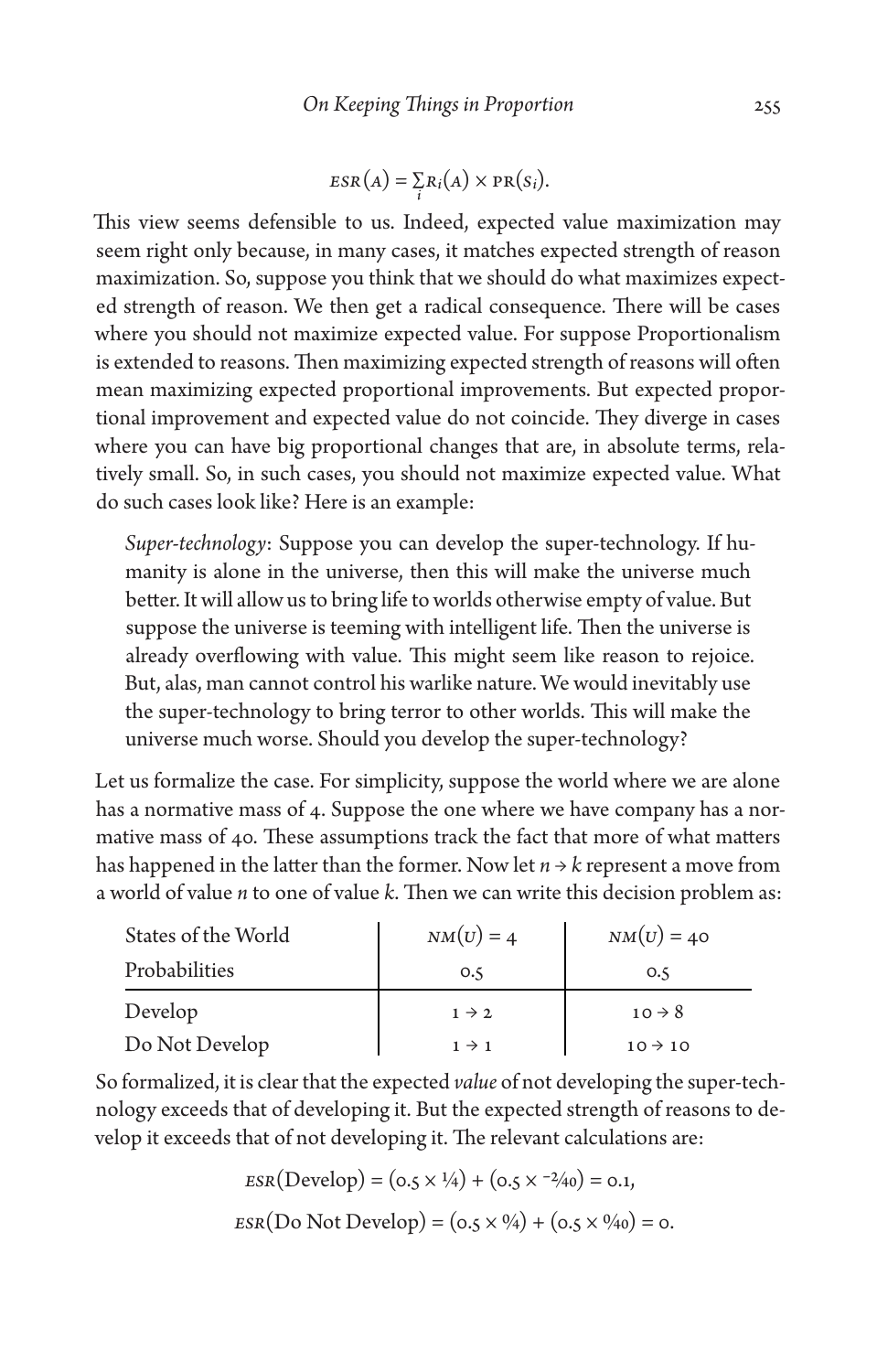$$ESR(A) = \sum_i R_i(A) \times PR(S_i).$$

This view seems defensible to us. Indeed, expected value maximization may seem right only because, in many cases, it matches expected strength of reason maximization. So, suppose you think that we should do what maximizes expected strength of reason. We then get a radical consequence. There will be cases where you should not maximize expected value. For suppose Proportionalism is extended to reasons. Then maximizing expected strength of reasons will often mean maximizing expected proportional improvements. But expected proportional improvement and expected value do not coincide. They diverge in cases where you can have big proportional changes that are, in absolute terms, relatively small. So, in such cases, you should not maximize expected value. What do such cases look like? Here is an example:

> *Super-technology*: Suppose you can develop the super-technology. If humanity is alone in the universe, then this will make the universe much better. It will allow us to bring life to worlds otherwise empty of value. But suppose the universe is teeming with intelligent life. Then the universe is already overflowing with value. This might seem like reason to rejoice. But, alas, man cannot control his warlike nature. We would inevitably use the super-technology to bring terror to other worlds. This will make the universe much worse. Should you develop the super-technology?

Let us formalize the case. For simplicity, suppose the world where we are alone has a normative mass of 4. Suppose the one where we have company has a normative mass of 40. These assumptions track the fact that more of what matters has happened in the latter than the former. Now let $n \to k$ represent a move from a world of value $n$ to one of value $k$. Then we can write this decision problem as:

| States of the World | $NM(U) = 4$ | $NM(U) = 40$ |
|---|---|---|
| Probabilities | 0.5 | 0.5 |
| Develop | $1 \to 2$ | $10 \to 8$ |
| Do Not Develop | $1 \to 1$ | $10 \to 10$ |

So formalized, it is clear that the expected *value* of not developing the super-technology exceeds that of developing it. But the expected strength of reasons to develop it exceeds that of not developing it. The relevant calculations are:

$$ESR(\text{Develop}) = (0.5 \times 1/4) + (0.5 \times -2/40) = 0.1,$$

$$ESR(\text{Do Not Develop}) = (0.5 \times 0/4) + (0.5 \times 0/40) = 0.$$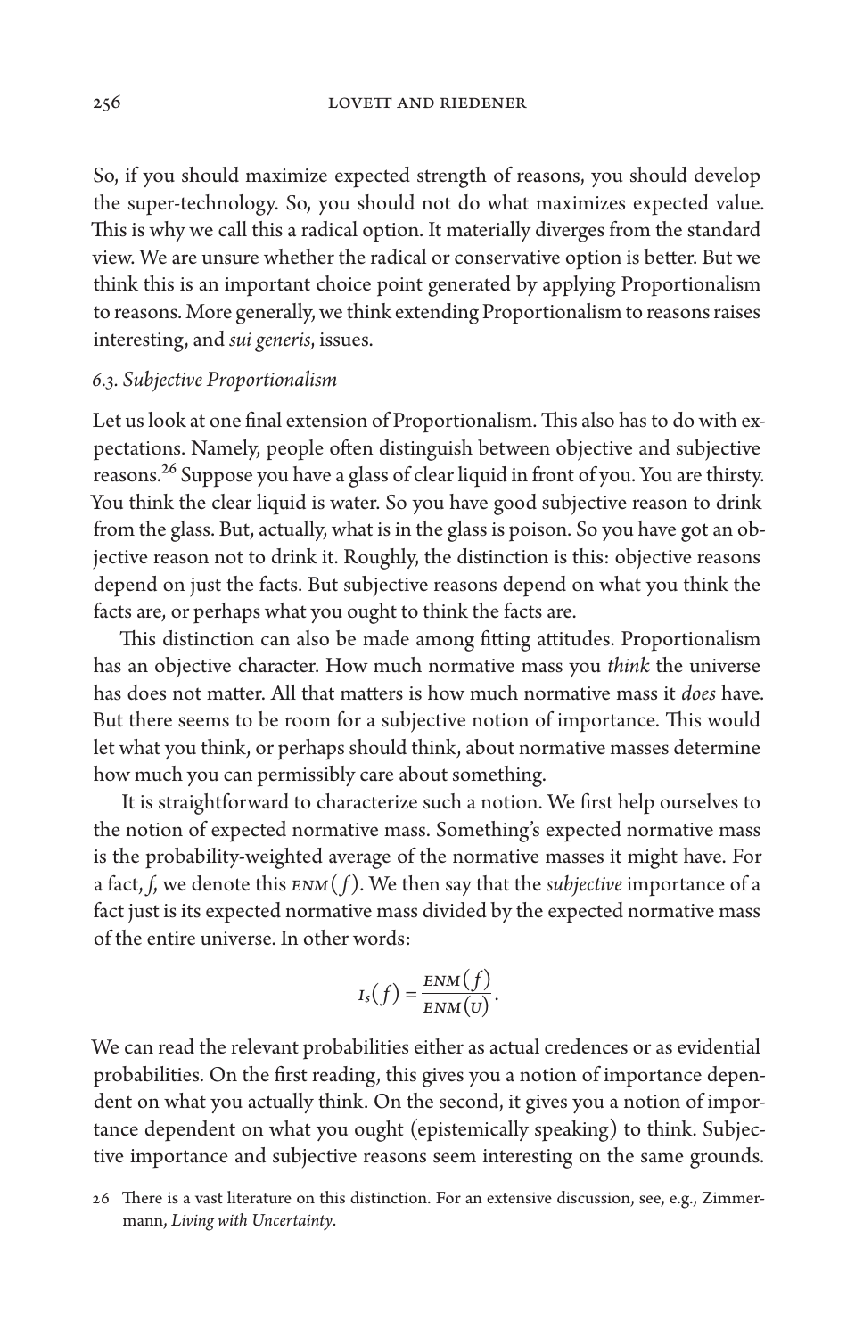So, if you should maximize expected strength of reasons, you should develop the super-technology. So, you should not do what maximizes expected value. This is why we call this a radical option. It materially diverges from the standard view. We are unsure whether the radical or conservative option is better. But we think this is an important choice point generated by applying Proportionalism to reasons. More generally, we think extending Proportionalism to reasons raises interesting, and *sui generis*, issues.

### *6.3. Subjective Proportionalism*

Let us look at one final extension of Proportionalism. This also has to do with expectations. Namely, people often distinguish between objective and subjective reasons.[26] Suppose you have a glass of clear liquid in front of you. You are thirsty. You think the clear liquid is water. So you have good subjective reason to drink from the glass. But, actually, what is in the glass is poison. So you have got an objective reason not to drink it. Roughly, the distinction is this: objective reasons depend on just the facts. But subjective reasons depend on what you think the facts are, or perhaps what you ought to think the facts are.

This distinction can also be made among fitting attitudes. Proportionalism has an objective character. How much normative mass you *think* the universe has does not matter. All that matters is how much normative mass it *does* have. But there seems to be room for a subjective notion of importance. This would let what you think, or perhaps should think, about normative masses determine how much you can permissibly care about something.

It is straightforward to characterize such a notion. We first help ourselves to the notion of expected normative mass. Something's expected normative mass is the probability-weighted average of the normative masses it might have. For a fact, *f*, we denote this $\text{ENM}(f)$. We then say that the *subjective* importance of a fact just is its expected normative mass divided by the expected normative mass of the entire universe. In other words:

$$I_s(f) = \frac{\text{ENM}(f)}{\text{ENM}(U)}.$$

We can read the relevant probabilities either as actual credences or as evidential probabilities. On the first reading, this gives you a notion of importance dependent on what you actually think. On the second, it gives you a notion of importance dependent on what you ought (epistemically speaking) to think. Subjective importance and subjective reasons seem interesting on the same grounds.

26 There is a vast literature on this distinction. For an extensive discussion, see, e.g., Zimmermann, *Living with Uncertainty*.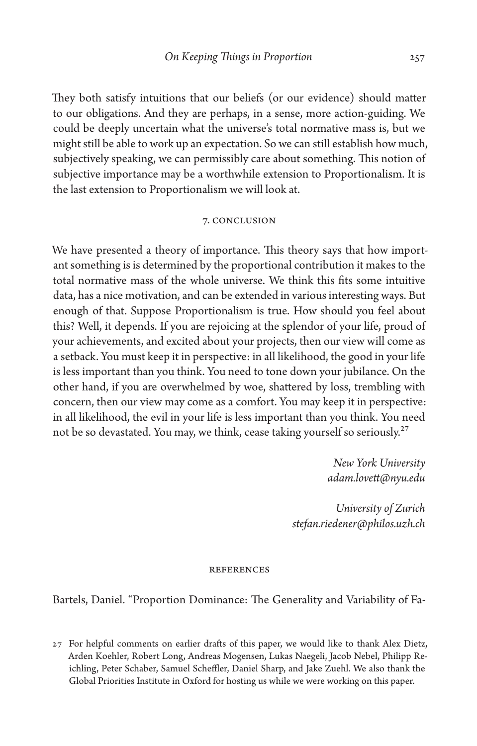They both satisfy intuitions that our beliefs (or our evidence) should matter to our obligations. And they are perhaps, in a sense, more action-guiding. We could be deeply uncertain what the universe's total normative mass is, but we might still be able to work up an expectation. So we can still establish how much, subjectively speaking, we can permissibly care about something. This notion of subjective importance may be a worthwhile extension to Proportionalism. It is the last extension to Proportionalism we will look at.

## 7. Conclusion

We have presented a theory of importance. This theory says that how important something is is determined by the proportional contribution it makes to the total normative mass of the whole universe. We think this fits some intuitive data, has a nice motivation, and can be extended in various interesting ways. But enough of that. Suppose Proportionalism is true. How should you feel about this? Well, it depends. If you are rejoicing at the splendor of your life, proud of your achievements, and excited about your projects, then our view will come as a setback. You must keep it in perspective: in all likelihood, the good in your life is less important than you think. You need to tone down your jubilance. On the other hand, if you are overwhelmed by woe, shattered by loss, trembling with concern, then our view may come as a comfort. You may keep it in perspective: in all likelihood, the evil in your life is less important than you think. You need not be so devastated. You may, we think, cease taking yourself so seriously.[27]

*New York University*
*adam.lovett@nyu.edu*

*University of Zurich*
*stefan.riedener@philos.uzh.ch*

## References

Bartels, Daniel. "Proportion Dominance: The Generality and Variability of Fa-

27 For helpful comments on earlier drafts of this paper, we would like to thank Alex Dietz, Arden Koehler, Robert Long, Andreas Mogensen, Lukas Naegeli, Jacob Nebel, Philipp Reichling, Peter Schaber, Samuel Scheffler, Daniel Sharp, and Jake Zuehl. We also thank the Global Priorities Institute in Oxford for hosting us while we were working on this paper.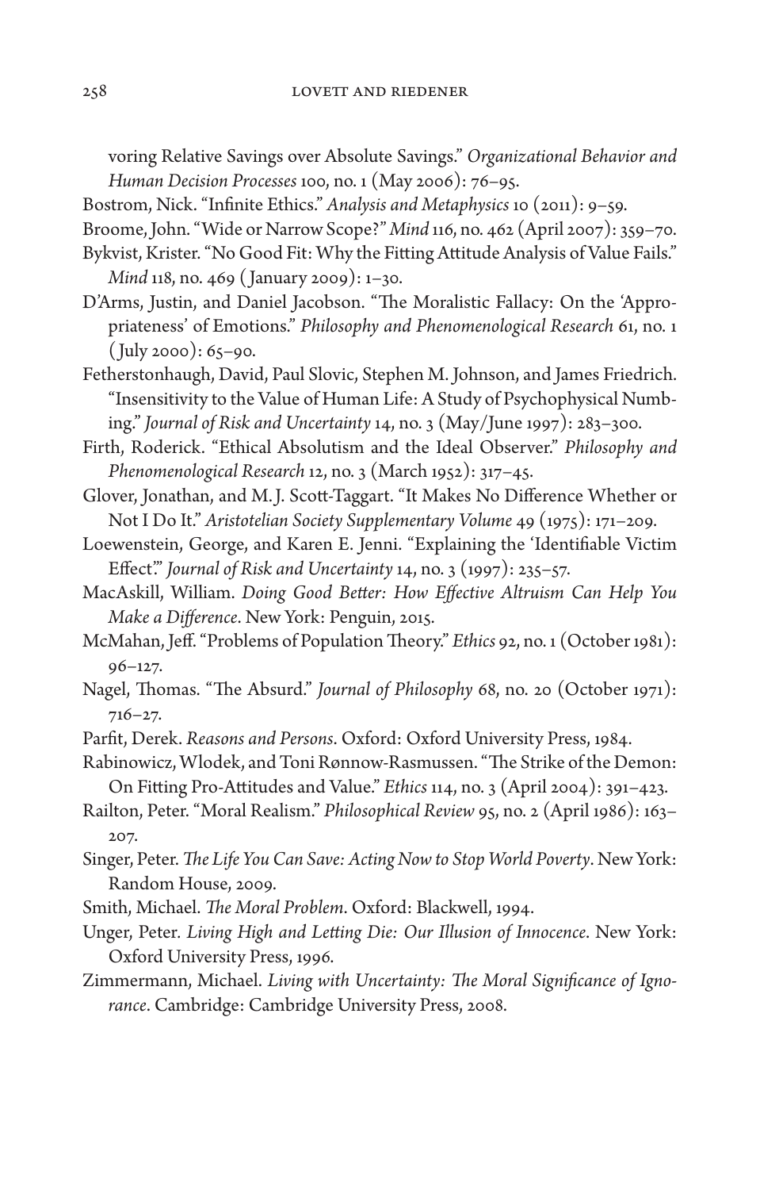voring Relative Savings over Absolute Savings." *Organizational Behavior and Human Decision Processes* 100, no. 1 (May 2006): 76–95.

Bostrom, Nick. "Infinite Ethics." *Analysis and Metaphysics* 10 (2011): 9–59.

Broome, John. "Wide or Narrow Scope?" *Mind* 116, no. 462 (April 2007): 359–70.

Bykvist, Krister. "No Good Fit: Why the Fitting Attitude Analysis of Value Fails." *Mind* 118, no. 469 (January 2009): 1–30.

D'Arms, Justin, and Daniel Jacobson. "The Moralistic Fallacy: On the 'Appropriateness' of Emotions." *Philosophy and Phenomenological Research* 61, no. 1 (July 2000): 65–90.

Fetherstonhaugh, David, Paul Slovic, Stephen M. Johnson, and James Friedrich. "Insensitivity to the Value of Human Life: A Study of Psychophysical Numbing." *Journal of Risk and Uncertainty* 14, no. 3 (May/June 1997): 283–300.

Firth, Roderick. "Ethical Absolutism and the Ideal Observer." *Philosophy and Phenomenological Research* 12, no. 3 (March 1952): 317–45.

Glover, Jonathan, and M.J. Scott-Taggart. "It Makes No Difference Whether or Not I Do It." *Aristotelian Society Supplementary Volume* 49 (1975): 171–209.

Loewenstein, George, and Karen E. Jenni. "Explaining the 'Identifiable Victim Effect'." *Journal of Risk and Uncertainty* 14, no. 3 (1997): 235–57.

MacAskill, William. *Doing Good Better: How Effective Altruism Can Help You Make a Difference*. New York: Penguin, 2015.

McMahan, Jeff. "Problems of Population Theory." *Ethics* 92, no. 1 (October 1981): 96–127.

Nagel, Thomas. "The Absurd." *Journal of Philosophy* 68, no. 20 (October 1971): 716–27.

Parfit, Derek. *Reasons and Persons*. Oxford: Oxford University Press, 1984.

Rabinowicz, Wlodek, and Toni Rønnow-Rasmussen. "The Strike of the Demon: On Fitting Pro-Attitudes and Value." *Ethics* 114, no. 3 (April 2004): 391–423.

Railton, Peter. "Moral Realism." *Philosophical Review* 95, no. 2 (April 1986): 163–207.

Singer, Peter. *The Life You Can Save: Acting Now to Stop World Poverty*. New York: Random House, 2009.

Smith, Michael. *The Moral Problem*. Oxford: Blackwell, 1994.

Unger, Peter. *Living High and Letting Die: Our Illusion of Innocence*. New York: Oxford University Press, 1996.

Zimmermann, Michael. *Living with Uncertainty: The Moral Significance of Ignorance*. Cambridge: Cambridge University Press, 2008.